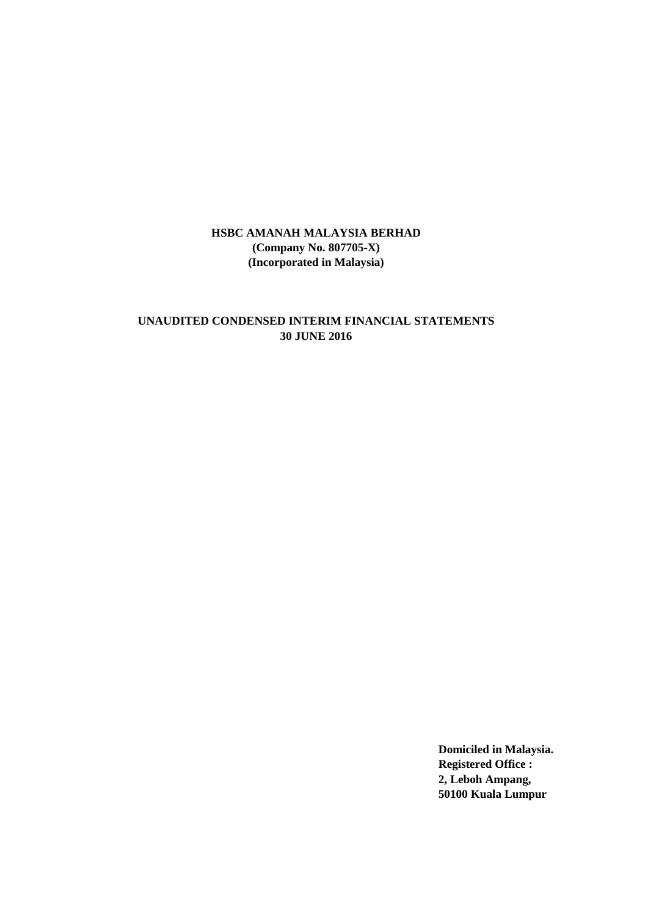# HSBC AMANAH MALAYSIA BERHAD

**(Company No. 807705-X)**
**(Incorporated in Malaysia)**

## UNAUDITED CONDENSED INTERIM FINANCIAL STATEMENTS
## 30 JUNE 2016

**Domiciled in Malaysia.**
**Registered Office :**
**2, Leboh Ampang,**
**50100 Kuala Lumpur**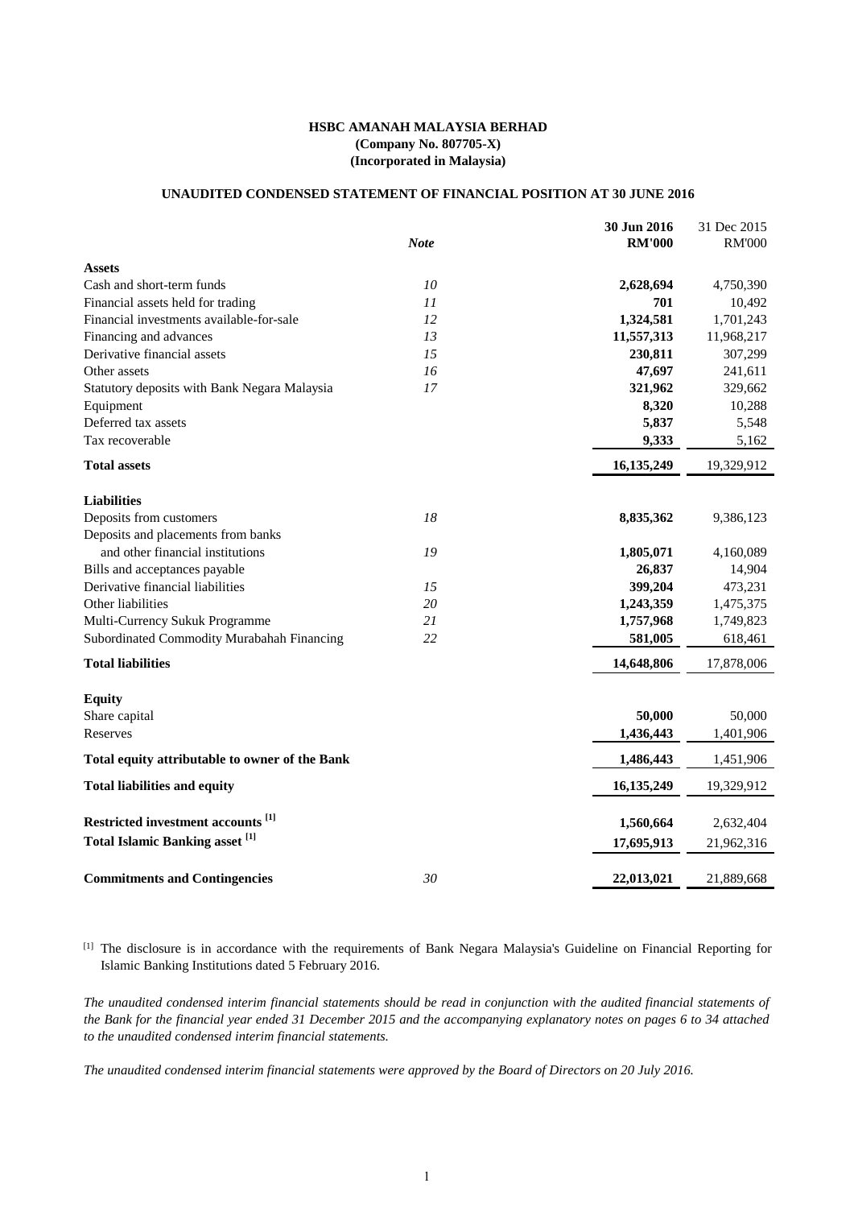**HSBC AMANAH MALAYSIA BERHAD**
**(Company No. 807705-X)**
**(Incorporated in Malaysia)**

**UNAUDITED CONDENSED STATEMENT OF FINANCIAL POSITION AT 30 JUNE 2016**

| | *Note* | **30 Jun 2016 RM'000** | 31 Dec 2015 RM'000 |
|---|---|---|---|
| **Assets** | | | |
| Cash and short-term funds | *10* | **2,628,694** | 4,750,390 |
| Financial assets held for trading | *11* | **701** | 10,492 |
| Financial investments available-for-sale | *12* | **1,324,581** | 1,701,243 |
| Financing and advances | *13* | **11,557,313** | 11,968,217 |
| Derivative financial assets | *15* | **230,811** | 307,299 |
| Other assets | *16* | **47,697** | 241,611 |
| Statutory deposits with Bank Negara Malaysia | *17* | **321,962** | 329,662 |
| Equipment | | **8,320** | 10,288 |
| Deferred tax assets | | **5,837** | 5,548 |
| Tax recoverable | | **9,333** | 5,162 |
| **Total assets** | | **16,135,249** | 19,329,912 |
| **Liabilities** | | | |
| Deposits from customers | *18* | **8,835,362** | 9,386,123 |
| Deposits and placements from banks and other financial institutions | *19* | **1,805,071** | 4,160,089 |
| Bills and acceptances payable | | **26,837** | 14,904 |
| Derivative financial liabilities | *15* | **399,204** | 473,231 |
| Other liabilities | *20* | **1,243,359** | 1,475,375 |
| Multi-Currency Sukuk Programme | *21* | **1,757,968** | 1,749,823 |
| Subordinated Commodity Murabahah Financing | *22* | **581,005** | 618,461 |
| **Total liabilities** | | **14,648,806** | 17,878,006 |
| **Equity** | | | |
| Share capital | | **50,000** | 50,000 |
| Reserves | | **1,436,443** | 1,401,906 |
| **Total equity attributable to owner of the Bank** | | **1,486,443** | 1,451,906 |
| **Total liabilities and equity** | | **16,135,249** | 19,329,912 |
| **Restricted investment accounts [1]** | | **1,560,664** | 2,632,404 |
| **Total Islamic Banking asset [1]** | | **17,695,913** | 21,962,316 |
| **Commitments and Contingencies** | *30* | **22,013,021** | 21,889,668 |

[1] The disclosure is in accordance with the requirements of Bank Negara Malaysia's Guideline on Financial Reporting for Islamic Banking Institutions dated 5 February 2016.

*The unaudited condensed interim financial statements should be read in conjunction with the audited financial statements of the Bank for the financial year ended 31 December 2015 and the accompanying explanatory notes on pages 6 to 34 attached to the unaudited condensed interim financial statements.*

*The unaudited condensed interim financial statements were approved by the Board of Directors on 20 July 2016.*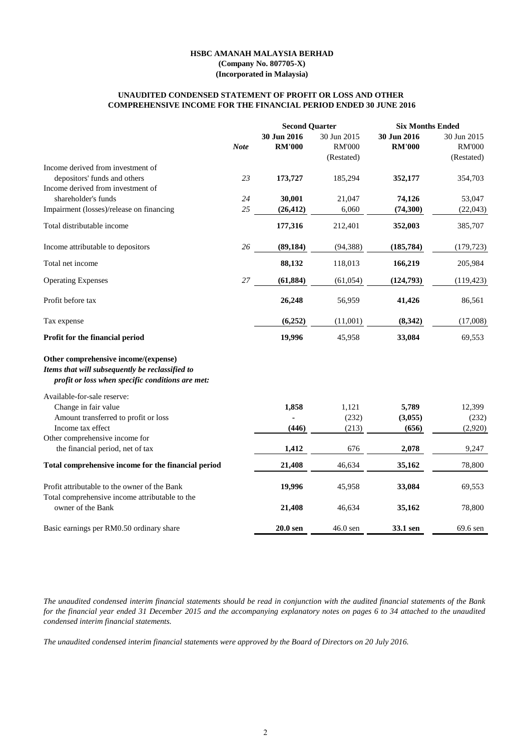**HSBC AMANAH MALAYSIA BERHAD**
**(Company No. 807705-X)**
**(Incorporated in Malaysia)**

**UNAUDITED CONDENSED STATEMENT OF PROFIT OR LOSS AND OTHER COMPREHENSIVE INCOME FOR THE FINANCIAL PERIOD ENDED 30 JUNE 2016**

| | | Second Quarter | | Six Months Ended | |
|---|---|---|---|---|---|
| | *Note* | **30 Jun 2016 RM'000** | 30 Jun 2015 RM'000 (Restated) | **30 Jun 2016 RM'000** | 30 Jun 2015 RM'000 (Restated) |
| Income derived from investment of depositors' funds and others | *23* | **173,727** | 185,294 | **352,177** | 354,703 |
| Income derived from investment of shareholder's funds | *24* | **30,001** | 21,047 | **74,126** | 53,047 |
| Impairment (losses)/release on financing | *25* | **(26,412)** | 6,060 | **(74,300)** | (22,043) |
| Total distributable income | | **177,316** | 212,401 | **352,003** | 385,707 |
| Income attributable to depositors | *26* | **(89,184)** | (94,388) | **(185,784)** | (179,723) |
| Total net income | | **88,132** | 118,013 | **166,219** | 205,984 |
| Operating Expenses | *27* | **(61,884)** | (61,054) | **(124,793)** | (119,423) |
| Profit before tax | | **26,248** | 56,959 | **41,426** | 86,561 |
| Tax expense | | **(6,252)** | (11,001) | **(8,342)** | (17,008) |
| **Profit for the financial period** | | **19,996** | 45,958 | **33,084** | 69,553 |
| **Other comprehensive income/(expense)** | | | | | |
| ***Items that will subsequently be reclassified to profit or loss when specific conditions are met:*** | | | | | |
| Available-for-sale reserve: | | | | | |
| Change in fair value | | **1,858** | 1,121 | **5,789** | 12,399 |
| Amount transferred to profit or loss | | **-** | (232) | **(3,055)** | (232) |
| Income tax effect | | **(446)** | (213) | **(656)** | (2,920) |
| Other comprehensive income for the financial period, net of tax | | **1,412** | 676 | **2,078** | 9,247 |
| **Total comprehensive income for the financial period** | | **21,408** | 46,634 | **35,162** | 78,800 |
| Profit attributable to the owner of the Bank | | **19,996** | 45,958 | **33,084** | 69,553 |
| Total comprehensive income attributable to the owner of the Bank | | **21,408** | 46,634 | **35,162** | 78,800 |
| Basic earnings per RM0.50 ordinary share | | **20.0 sen** | 46.0 sen | **33.1 sen** | 69.6 sen |

*The unaudited condensed interim financial statements should be read in conjunction with the audited financial statements of the Bank for the financial year ended 31 December 2015 and the accompanying explanatory notes on pages 6 to 34 attached to the unaudited condensed interim financial statements.*

*The unaudited condensed interim financial statements were approved by the Board of Directors on 20 July 2016.*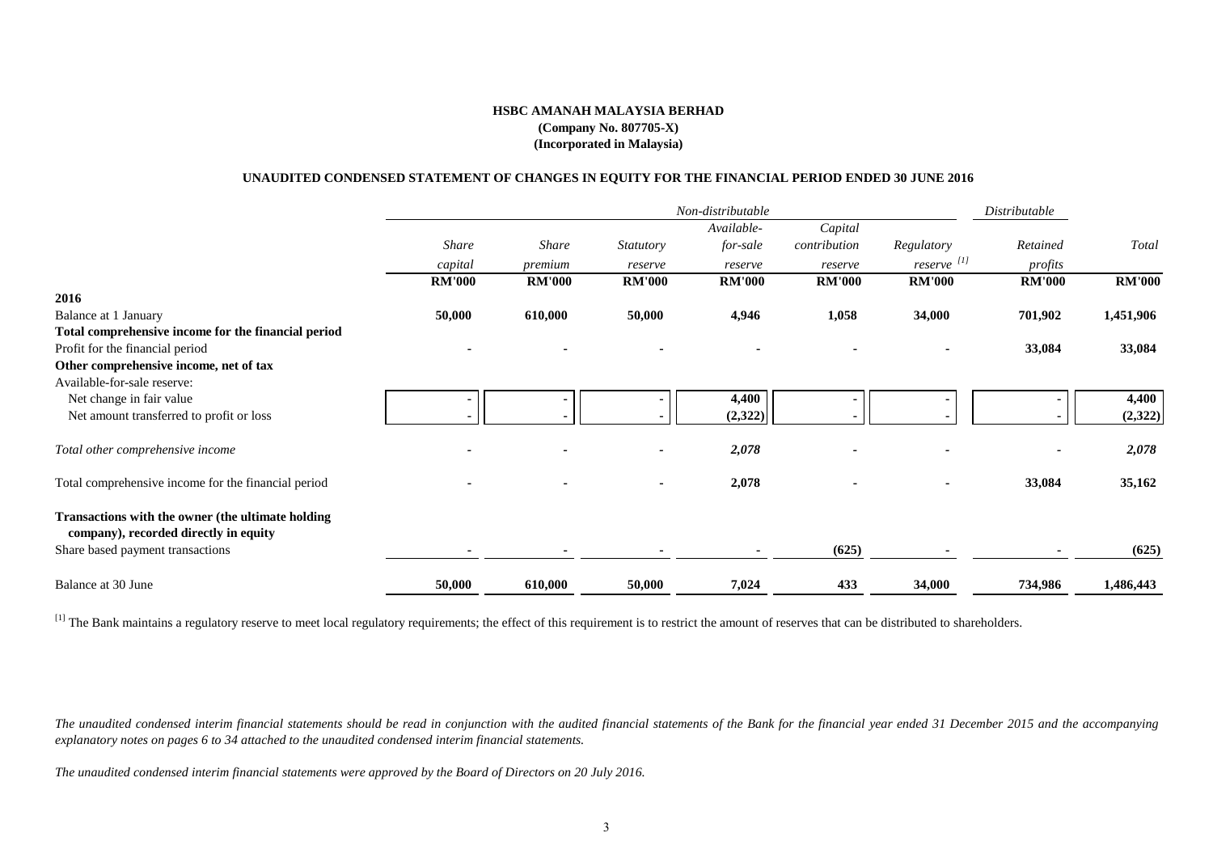**HSBC AMANAH MALAYSIA BERHAD**
**(Company No. 807705-X)**
**(Incorporated in Malaysia)**

**UNAUDITED CONDENSED STATEMENT OF CHANGES IN EQUITY FOR THE FINANCIAL PERIOD ENDED 30 JUNE 2016**

| | *Non-distributable* | | | | | | *Distributable* | |
|---|---|---|---|---|---|---|---|---|
| | *Share capital* | *Share premium* | *Statutory reserve* | *Available-for-sale reserve* | *Capital contribution reserve* | *Regulatory reserve* [1] | *Retained profits* | *Total* |
| | **RM'000** | **RM'000** | **RM'000** | **RM'000** | **RM'000** | **RM'000** | **RM'000** | **RM'000** |
| **2016** | | | | | | | | |
| Balance at 1 January | **50,000** | **610,000** | **50,000** | **4,946** | **1,058** | **34,000** | **701,902** | **1,451,906** |
| **Total comprehensive income for the financial period** | | | | | | | | |
| Profit for the financial period | - | - | - | - | - | - | **33,084** | **33,084** |
| **Other comprehensive income, net of tax** | | | | | | | | |
| Available-for-sale reserve: | | | | | | | | |
| Net change in fair value | - | - | - | **4,400** | - | - | - | **4,400** |
| Net amount transferred to profit or loss | - | - | - | **(2,322)** | - | - | - | **(2,322)** |
| *Total other comprehensive income* | - | - | - | ***2,078*** | - | - | - | ***2,078*** |
| Total comprehensive income for the financial period | - | - | - | **2,078** | - | - | **33,084** | **35,162** |
| **Transactions with the owner (the ultimate holding company), recorded directly in equity** | | | | | | | | |
| Share based payment transactions | - | - | - | - | **(625)** | - | - | **(625)** |
| Balance at 30 June | **50,000** | **610,000** | **50,000** | **7,024** | **433** | **34,000** | **734,986** | **1,486,443** |

[1] The Bank maintains a regulatory reserve to meet local regulatory requirements; the effect of this requirement is to restrict the amount of reserves that can be distributed to shareholders.

*The unaudited condensed interim financial statements should be read in conjunction with the audited financial statements of the Bank for the financial year ended 31 December 2015 and the accompanying explanatory notes on pages 6 to 34 attached to the unaudited condensed interim financial statements.*

*The unaudited condensed interim financial statements were approved by the Board of Directors on 20 July 2016.*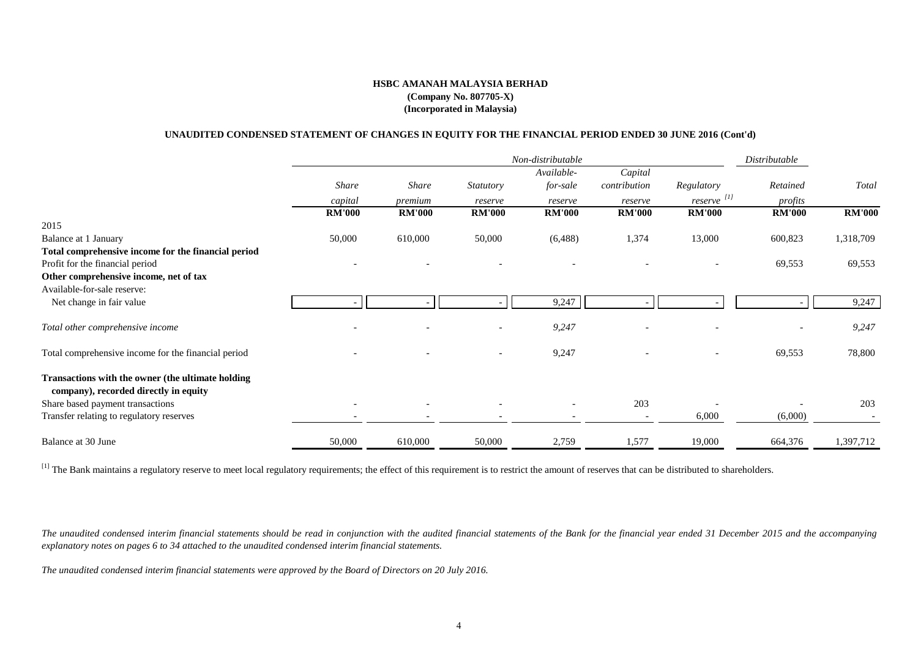**HSBC AMANAH MALAYSIA BERHAD**
**(Company No. 807705-X)**
**(Incorporated in Malaysia)**

**UNAUDITED CONDENSED STATEMENT OF CHANGES IN EQUITY FOR THE FINANCIAL PERIOD ENDED 30 JUNE 2016 (Cont'd)**

| | *Non-distributable* | | | | | | *Distributable* | |
|---|---|---|---|---|---|---|---|---|
| | *Share capital* | *Share premium* | *Statutory reserve* | *Available-for-sale reserve* | *Capital contribution reserve* | *Regulatory reserve* [1] | *Retained profits* | *Total* |
| | **RM'000** | **RM'000** | **RM'000** | **RM'000** | **RM'000** | **RM'000** | **RM'000** | **RM'000** |
| 2015 | | | | | | | | |
| Balance at 1 January | 50,000 | 610,000 | 50,000 | (6,488) | 1,374 | 13,000 | 600,823 | 1,318,709 |
| **Total comprehensive income for the financial period** | | | | | | | | |
| Profit for the financial period | - | - | - | - | - | - | 69,553 | 69,553 |
| **Other comprehensive income, net of tax** | | | | | | | | |
| Available-for-sale reserve: | | | | | | | | |
| Net change in fair value | - | - | - | 9,247 | - | - | - | 9,247 |
| *Total other comprehensive income* | - | - | - | *9,247* | - | - | - | *9,247* |
| Total comprehensive income for the financial period | - | - | - | 9,247 | - | - | 69,553 | 78,800 |
| **Transactions with the owner (the ultimate holding company), recorded directly in equity** | | | | | | | | |
| Share based payment transactions | - | - | - | - | 203 | - | - | 203 |
| Transfer relating to regulatory reserves | - | - | - | - | - | 6,000 | (6,000) | - |
| Balance at 30 June | 50,000 | 610,000 | 50,000 | 2,759 | 1,577 | 19,000 | 664,376 | 1,397,712 |

[1] The Bank maintains a regulatory reserve to meet local regulatory requirements; the effect of this requirement is to restrict the amount of reserves that can be distributed to shareholders.

*The unaudited condensed interim financial statements should be read in conjunction with the audited financial statements of the Bank for the financial year ended 31 December 2015 and the accompanying explanatory notes on pages 6 to 34 attached to the unaudited condensed interim financial statements.*

*The unaudited condensed interim financial statements were approved by the Board of Directors on 20 July 2016.*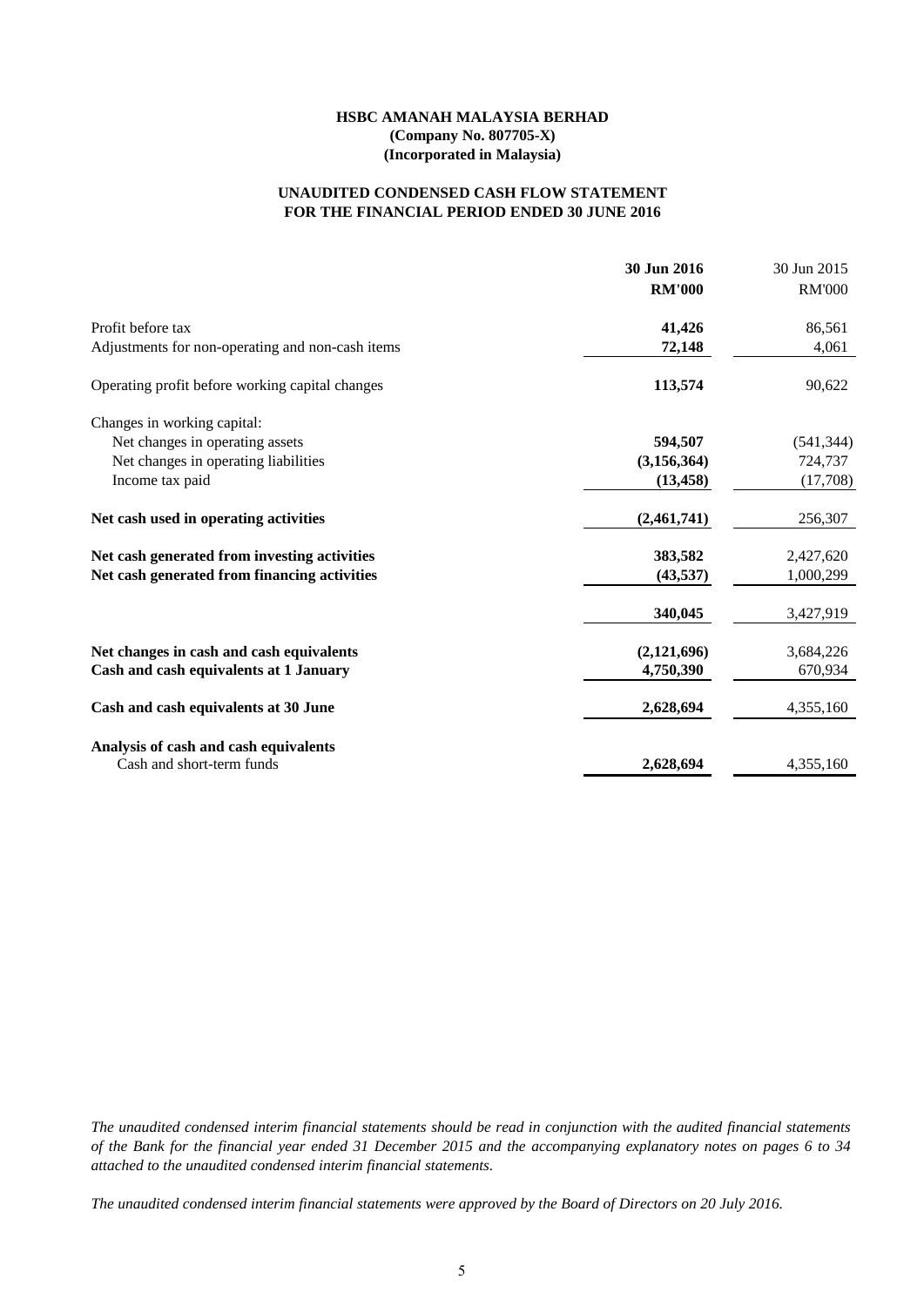**HSBC AMANAH MALAYSIA BERHAD**
**(Company No. 807705-X)**
**(Incorporated in Malaysia)**

**UNAUDITED CONDENSED CASH FLOW STATEMENT**
**FOR THE FINANCIAL PERIOD ENDED 30 JUNE 2016**

| | **30 Jun 2016** | 30 Jun 2015 |
|---|---|---|
| | **RM'000** | RM'000 |
| Profit before tax | **41,426** | 86,561 |
| Adjustments for non-operating and non-cash items | **72,148** | 4,061 |
| Operating profit before working capital changes | **113,574** | 90,622 |
| Changes in working capital: | | |
| Net changes in operating assets | **594,507** | (541,344) |
| Net changes in operating liabilities | **(3,156,364)** | 724,737 |
| Income tax paid | **(13,458)** | (17,708) |
| **Net cash used in operating activities** | **(2,461,741)** | 256,307 |
| **Net cash generated from investing activities** | **383,582** | 2,427,620 |
| **Net cash generated from financing activities** | **(43,537)** | 1,000,299 |
| | **340,045** | 3,427,919 |
| **Net changes in cash and cash equivalents** | **(2,121,696)** | 3,684,226 |
| **Cash and cash equivalents at 1 January** | **4,750,390** | 670,934 |
| **Cash and cash equivalents at 30 June** | **2,628,694** | 4,355,160 |
| **Analysis of cash and cash equivalents** | | |
| Cash and short-term funds | **2,628,694** | 4,355,160 |

*The unaudited condensed interim financial statements should be read in conjunction with the audited financial statements of the Bank for the financial year ended 31 December 2015 and the accompanying explanatory notes on pages 6 to 34 attached to the unaudited condensed interim financial statements.*

*The unaudited condensed interim financial statements were approved by the Board of Directors on 20 July 2016.*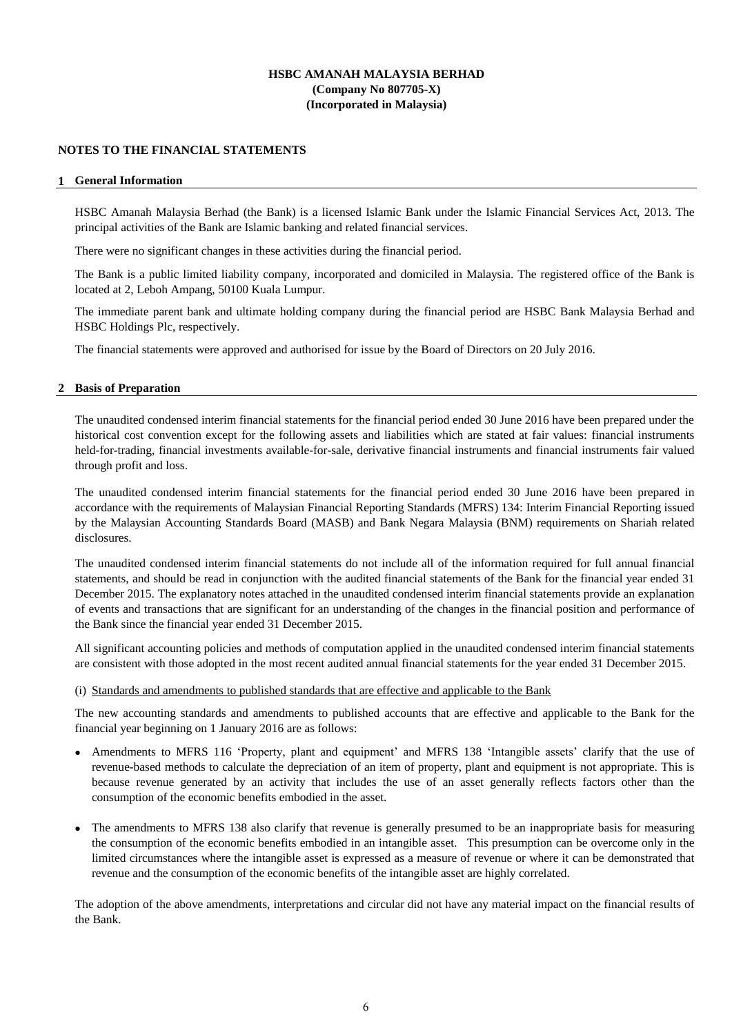**HSBC AMANAH MALAYSIA BERHAD**
**(Company No 807705-X)**
**(Incorporated in Malaysia)**

## NOTES TO THE FINANCIAL STATEMENTS

### 1 General Information

HSBC Amanah Malaysia Berhad (the Bank) is a licensed Islamic Bank under the Islamic Financial Services Act, 2013. The principal activities of the Bank are Islamic banking and related financial services.

There were no significant changes in these activities during the financial period.

The Bank is a public limited liability company, incorporated and domiciled in Malaysia. The registered office of the Bank is located at 2, Leboh Ampang, 50100 Kuala Lumpur.

The immediate parent bank and ultimate holding company during the financial period are HSBC Bank Malaysia Berhad and HSBC Holdings Plc, respectively.

The financial statements were approved and authorised for issue by the Board of Directors on 20 July 2016.

### 2 Basis of Preparation

The unaudited condensed interim financial statements for the financial period ended 30 June 2016 have been prepared under the historical cost convention except for the following assets and liabilities which are stated at fair values: financial instruments held-for-trading, financial investments available-for-sale, derivative financial instruments and financial instruments fair valued through profit and loss.

The unaudited condensed interim financial statements for the financial period ended 30 June 2016 have been prepared in accordance with the requirements of Malaysian Financial Reporting Standards (MFRS) 134: Interim Financial Reporting issued by the Malaysian Accounting Standards Board (MASB) and Bank Negara Malaysia (BNM) requirements on Shariah related disclosures.

The unaudited condensed interim financial statements do not include all of the information required for full annual financial statements, and should be read in conjunction with the audited financial statements of the Bank for the financial year ended 31 December 2015. The explanatory notes attached in the unaudited condensed interim financial statements provide an explanation of events and transactions that are significant for an understanding of the changes in the financial position and performance of the Bank since the financial year ended 31 December 2015.

All significant accounting policies and methods of computation applied in the unaudited condensed interim financial statements are consistent with those adopted in the most recent audited annual financial statements for the year ended 31 December 2015.

(i) Standards and amendments to published standards that are effective and applicable to the Bank

The new accounting standards and amendments to published accounts that are effective and applicable to the Bank for the financial year beginning on 1 January 2016 are as follows:

- Amendments to MFRS 116 'Property, plant and equipment' and MFRS 138 'Intangible assets' clarify that the use of revenue-based methods to calculate the depreciation of an item of property, plant and equipment is not appropriate. This is because revenue generated by an activity that includes the use of an asset generally reflects factors other than the consumption of the economic benefits embodied in the asset.

- The amendments to MFRS 138 also clarify that revenue is generally presumed to be an inappropriate basis for measuring the consumption of the economic benefits embodied in an intangible asset. This presumption can be overcome only in the limited circumstances where the intangible asset is expressed as a measure of revenue or where it can be demonstrated that revenue and the consumption of the economic benefits of the intangible asset are highly correlated.

The adoption of the above amendments, interpretations and circular did not have any material impact on the financial results of the Bank.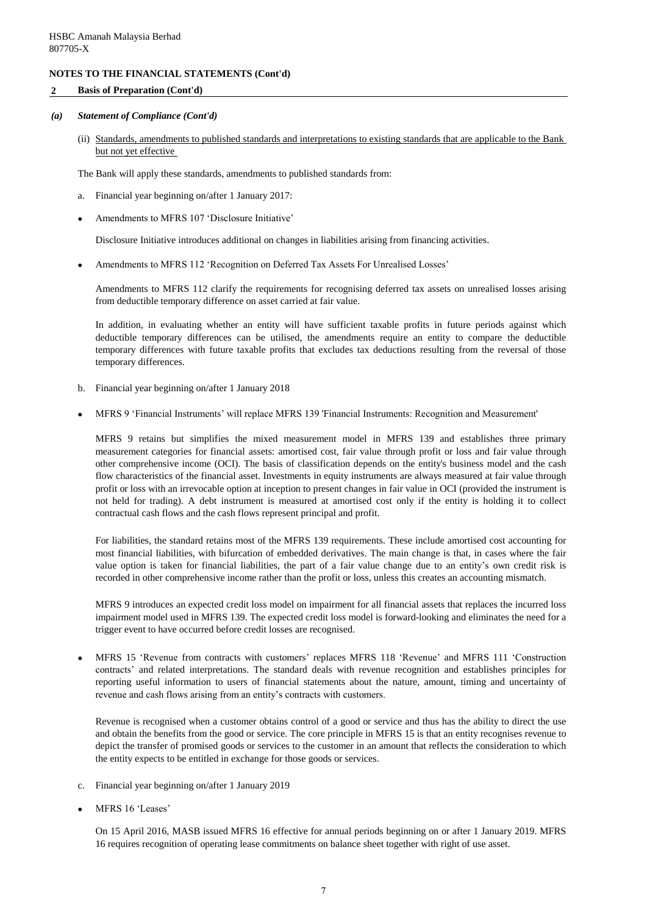HSBC Amanah Malaysia Berhad
807705-X

**NOTES TO THE FINANCIAL STATEMENTS (Cont'd)**

**2 Basis of Preparation (Cont'd)**

***(a) Statement of Compliance (Cont'd)***

(ii) Standards, amendments to published standards and interpretations to existing standards that are applicable to the Bank but not yet effective

The Bank will apply these standards, amendments to published standards from:

a. Financial year beginning on/after 1 January 2017:

- Amendments to MFRS 107 'Disclosure Initiative'

  Disclosure Initiative introduces additional on changes in liabilities arising from financing activities.

- Amendments to MFRS 112 'Recognition on Deferred Tax Assets For Unrealised Losses'

  Amendments to MFRS 112 clarify the requirements for recognising deferred tax assets on unrealised losses arising from deductible temporary difference on asset carried at fair value.

  In addition, in evaluating whether an entity will have sufficient taxable profits in future periods against which deductible temporary differences can be utilised, the amendments require an entity to compare the deductible temporary differences with future taxable profits that excludes tax deductions resulting from the reversal of those temporary differences.

b. Financial year beginning on/after 1 January 2018

- MFRS 9 'Financial Instruments' will replace MFRS 139 'Financial Instruments: Recognition and Measurement'

  MFRS 9 retains but simplifies the mixed measurement model in MFRS 139 and establishes three primary measurement categories for financial assets: amortised cost, fair value through profit or loss and fair value through other comprehensive income (OCI). The basis of classification depends on the entity's business model and the cash flow characteristics of the financial asset. Investments in equity instruments are always measured at fair value through profit or loss with an irrevocable option at inception to present changes in fair value in OCI (provided the instrument is not held for trading). A debt instrument is measured at amortised cost only if the entity is holding it to collect contractual cash flows and the cash flows represent principal and profit.

  For liabilities, the standard retains most of the MFRS 139 requirements. These include amortised cost accounting for most financial liabilities, with bifurcation of embedded derivatives. The main change is that, in cases where the fair value option is taken for financial liabilities, the part of a fair value change due to an entity's own credit risk is recorded in other comprehensive income rather than the profit or loss, unless this creates an accounting mismatch.

  MFRS 9 introduces an expected credit loss model on impairment for all financial assets that replaces the incurred loss impairment model used in MFRS 139. The expected credit loss model is forward-looking and eliminates the need for a trigger event to have occurred before credit losses are recognised.

- MFRS 15 'Revenue from contracts with customers' replaces MFRS 118 'Revenue' and MFRS 111 'Construction contracts' and related interpretations. The standard deals with revenue recognition and establishes principles for reporting useful information to users of financial statements about the nature, amount, timing and uncertainty of revenue and cash flows arising from an entity's contracts with customers.

  Revenue is recognised when a customer obtains control of a good or service and thus has the ability to direct the use and obtain the benefits from the good or service. The core principle in MFRS 15 is that an entity recognises revenue to depict the transfer of promised goods or services to the customer in an amount that reflects the consideration to which the entity expects to be entitled in exchange for those goods or services.

c. Financial year beginning on/after 1 January 2019

- MFRS 16 'Leases'

  On 15 April 2016, MASB issued MFRS 16 effective for annual periods beginning on or after 1 January 2019. MFRS 16 requires recognition of operating lease commitments on balance sheet together with right of use asset.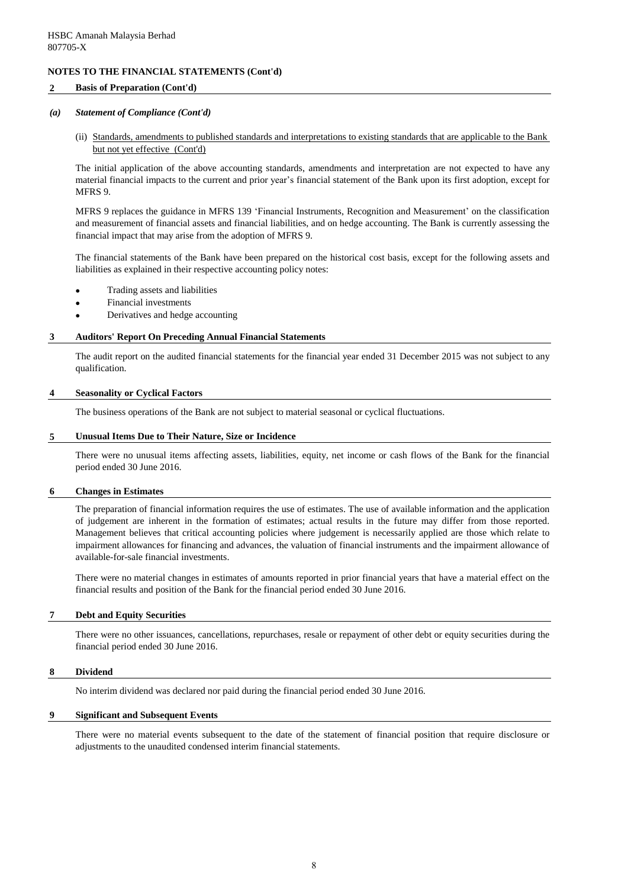HSBC Amanah Malaysia Berhad
807705-X

**NOTES TO THE FINANCIAL STATEMENTS (Cont'd)**

## 2 Basis of Preparation (Cont'd)

### *(a) Statement of Compliance (Cont'd)*

(ii) Standards, amendments to published standards and interpretations to existing standards that are applicable to the Bank but not yet effective (Cont'd)

The initial application of the above accounting standards, amendments and interpretation are not expected to have any material financial impacts to the current and prior year's financial statement of the Bank upon its first adoption, except for MFRS 9.

MFRS 9 replaces the guidance in MFRS 139 'Financial Instruments, Recognition and Measurement' on the classification and measurement of financial assets and financial liabilities, and on hedge accounting. The Bank is currently assessing the financial impact that may arise from the adoption of MFRS 9.

The financial statements of the Bank have been prepared on the historical cost basis, except for the following assets and liabilities as explained in their respective accounting policy notes:

- Trading assets and liabilities
- Financial investments
- Derivatives and hedge accounting

## 3 Auditors' Report On Preceding Annual Financial Statements

The audit report on the audited financial statements for the financial year ended 31 December 2015 was not subject to any qualification.

## 4 Seasonality or Cyclical Factors

The business operations of the Bank are not subject to material seasonal or cyclical fluctuations.

## 5 Unusual Items Due to Their Nature, Size or Incidence

There were no unusual items affecting assets, liabilities, equity, net income or cash flows of the Bank for the financial period ended 30 June 2016.

## 6 Changes in Estimates

The preparation of financial information requires the use of estimates. The use of available information and the application of judgement are inherent in the formation of estimates; actual results in the future may differ from those reported. Management believes that critical accounting policies where judgement is necessarily applied are those which relate to impairment allowances for financing and advances, the valuation of financial instruments and the impairment allowance of available-for-sale financial investments.

There were no material changes in estimates of amounts reported in prior financial years that have a material effect on the financial results and position of the Bank for the financial period ended 30 June 2016.

## 7 Debt and Equity Securities

There were no other issuances, cancellations, repurchases, resale or repayment of other debt or equity securities during the financial period ended 30 June 2016.

## 8 Dividend

No interim dividend was declared nor paid during the financial period ended 30 June 2016.

## 9 Significant and Subsequent Events

There were no material events subsequent to the date of the statement of financial position that require disclosure or adjustments to the unaudited condensed interim financial statements.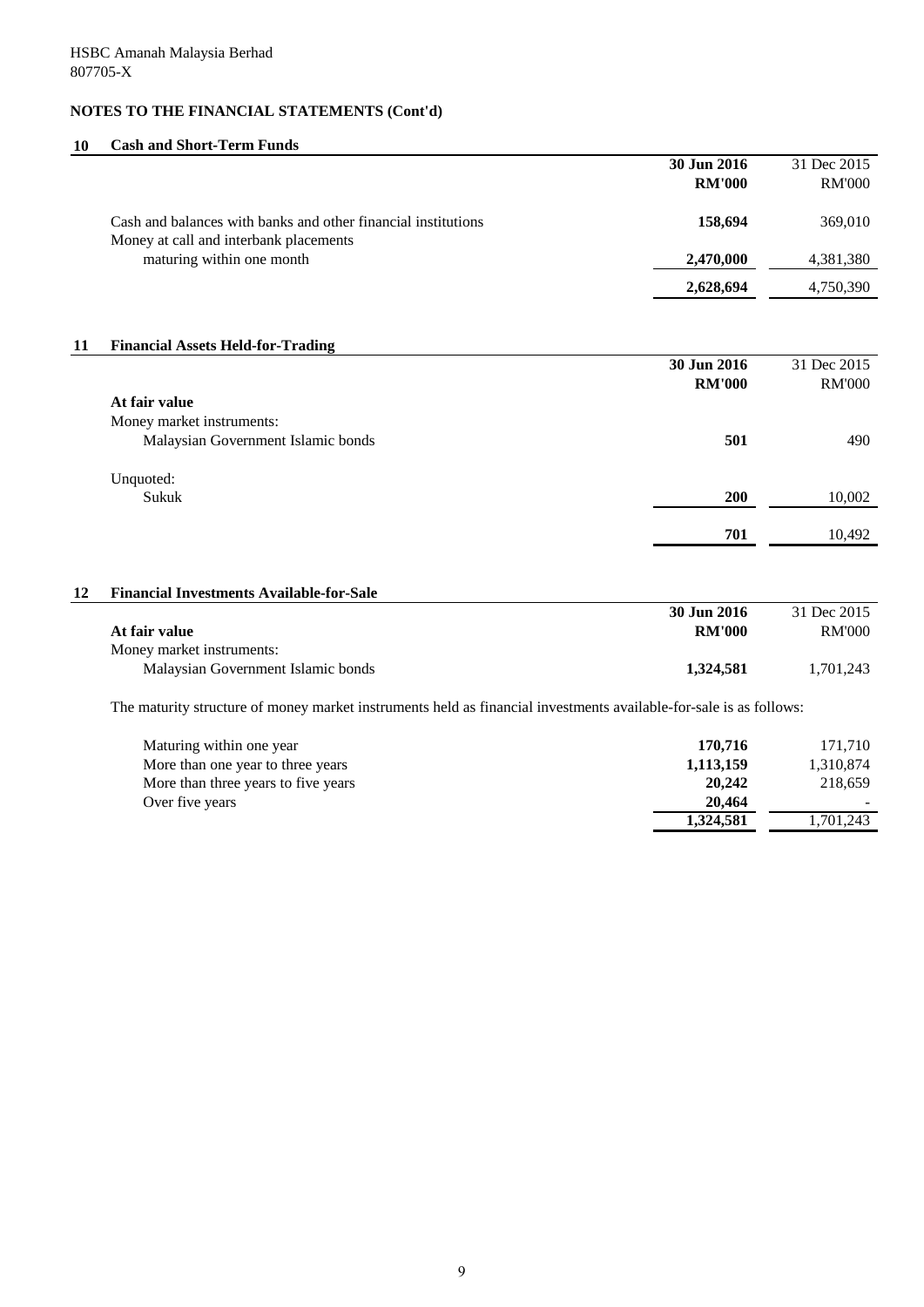HSBC Amanah Malaysia Berhad
807705-X

**NOTES TO THE FINANCIAL STATEMENTS (Cont'd)**

## 10 Cash and Short-Term Funds

| | 30 Jun 2016 RM'000 | 31 Dec 2015 RM'000 |
|---|---|---|
| Cash and balances with banks and other financial institutions | **158,694** | 369,010 |
| Money at call and interbank placements maturing within one month | **2,470,000** | 4,381,380 |
| | **2,628,694** | 4,750,390 |

## 11 Financial Assets Held-for-Trading

| | 30 Jun 2016 RM'000 | 31 Dec 2015 RM'000 |
|---|---|---|
| **At fair value** | | |
| Money market instruments: | | |
| Malaysian Government Islamic bonds | **501** | 490 |
| Unquoted: | | |
| Sukuk | **200** | 10,002 |
| | **701** | 10,492 |

## 12 Financial Investments Available-for-Sale

| | 30 Jun 2016 RM'000 | 31 Dec 2015 RM'000 |
|---|---|---|
| **At fair value** | | |
| Money market instruments: | | |
| Malaysian Government Islamic bonds | **1,324,581** | 1,701,243 |

The maturity structure of money market instruments held as financial investments available-for-sale is as follows:

| | 30 Jun 2016 | 31 Dec 2015 |
|---|---|---|
| Maturing within one year | **170,716** | 171,710 |
| More than one year to three years | **1,113,159** | 1,310,874 |
| More than three years to five years | **20,242** | 218,659 |
| Over five years | **20,464** | - |
| | **1,324,581** | 1,701,243 |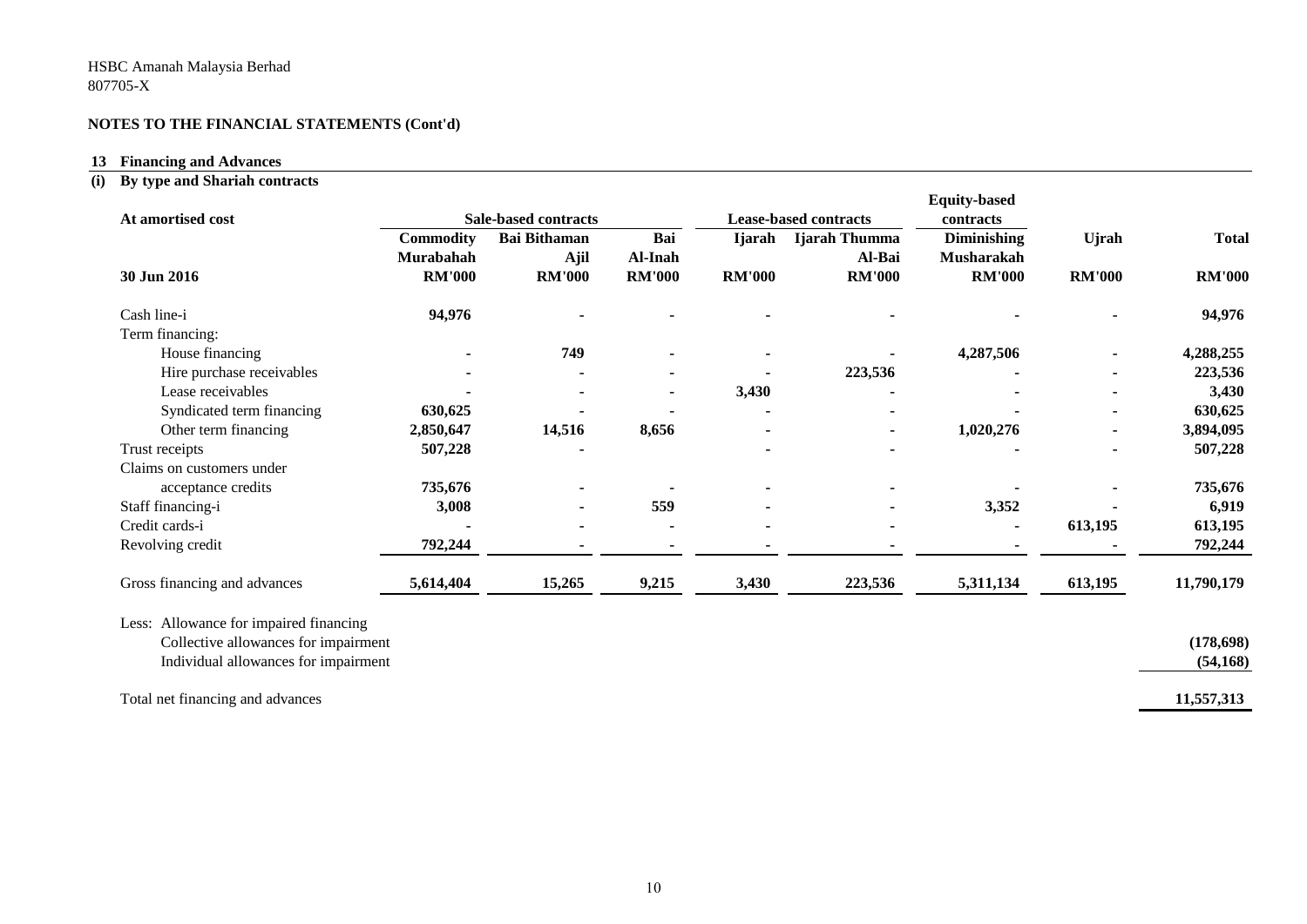HSBC Amanah Malaysia Berhad
807705-X

**NOTES TO THE FINANCIAL STATEMENTS (Cont'd)**

## 13 Financing and Advances

### (i) By type and Shariah contracts

| At amortised cost | Sale-based contracts | | | Lease-based contracts | | Equity-based contracts | | |
|---|---|---|---|---|---|---|---|---|
| | Commodity Murabahah | Bai Bithaman Ajil | Bai Al-Inah | Ijarah | Ijarah Thumma Al-Bai | Diminishing Musharakah | Ujrah | Total |
| 30 Jun 2016 | RM'000 | RM'000 | RM'000 | RM'000 | RM'000 | RM'000 | RM'000 | RM'000 |
| Cash line-i | 94,976 | - | - | - | - | - | - | 94,976 |
| Term financing: | | | | | | | | |
| House financing | - | 749 | - | - | - | 4,287,506 | - | 4,288,255 |
| Hire purchase receivables | - | - | - | - | 223,536 | - | - | 223,536 |
| Lease receivables | - | - | - | 3,430 | - | - | - | 3,430 |
| Syndicated term financing | 630,625 | - | - | - | - | - | - | 630,625 |
| Other term financing | 2,850,647 | 14,516 | 8,656 | - | - | 1,020,276 | - | 3,894,095 |
| Trust receipts | 507,228 | - | | - | - | - | - | 507,228 |
| Claims on customers under acceptance credits | 735,676 | - | - | - | - | - | - | 735,676 |
| Staff financing-i | 3,008 | - | 559 | - | - | 3,352 | - | 6,919 |
| Credit cards-i | - | - | - | - | - | - | 613,195 | 613,195 |
| Revolving credit | 792,244 | - | - | - | - | - | - | 792,244 |
| Gross financing and advances | 5,614,404 | 15,265 | 9,215 | 3,430 | 223,536 | 5,311,134 | 613,195 | 11,790,179 |
| Less: Allowance for impaired financing | | | | | | | | |
| Collective allowances for impairment | | | | | | | | (178,698) |
| Individual allowances for impairment | | | | | | | | (54,168) |
| Total net financing and advances | | | | | | | | 11,557,313 |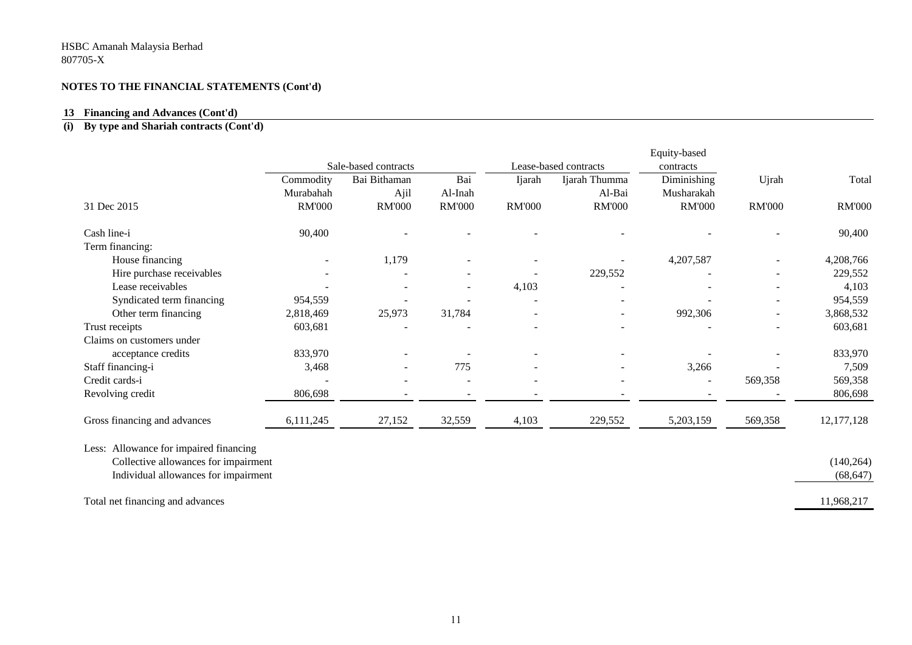HSBC Amanah Malaysia Berhad
807705-X

## NOTES TO THE FINANCIAL STATEMENTS (Cont'd)

### 13 Financing and Advances (Cont'd)

#### (i) By type and Shariah contracts (Cont'd)

| | Sale-based contracts | | | Lease-based contracts | | Equity-based contracts | | |
|---|---|---|---|---|---|---|---|---|
| | Commodity Murabahah | Bai Bithaman Ajil | Bai Al-Inah | Ijarah | Ijarah Thumma Al-Bai | Diminishing Musharakah | Ujrah | Total |
| 31 Dec 2015 | RM'000 | RM'000 | RM'000 | RM'000 | RM'000 | RM'000 | RM'000 | RM'000 |
| Cash line-i | 90,400 | - | - | - | - | - | - | 90,400 |
| Term financing: | | | | | | | | |
| House financing | - | 1,179 | - | - | - | 4,207,587 | - | 4,208,766 |
| Hire purchase receivables | - | - | - | - | 229,552 | - | - | 229,552 |
| Lease receivables | - | - | - | 4,103 | - | - | - | 4,103 |
| Syndicated term financing | 954,559 | - | - | - | - | - | - | 954,559 |
| Other term financing | 2,818,469 | 25,973 | 31,784 | - | - | 992,306 | - | 3,868,532 |
| Trust receipts | 603,681 | - | - | - | - | - | - | 603,681 |
| Claims on customers under acceptance credits | 833,970 | - | - | - | - | - | - | 833,970 |
| Staff financing-i | 3,468 | - | 775 | - | - | 3,266 | - | 7,509 |
| Credit cards-i | - | - | - | - | - | - | 569,358 | 569,358 |
| Revolving credit | 806,698 | - | - | - | - | - | - | 806,698 |
| Gross financing and advances | 6,111,245 | 27,152 | 32,559 | 4,103 | 229,552 | 5,203,159 | 569,358 | 12,177,128 |
| Less: Allowance for impaired financing | | | | | | | | |
| Collective allowances for impairment | | | | | | | | (140,264) |
| Individual allowances for impairment | | | | | | | | (68,647) |
| Total net financing and advances | | | | | | | | 11,968,217 |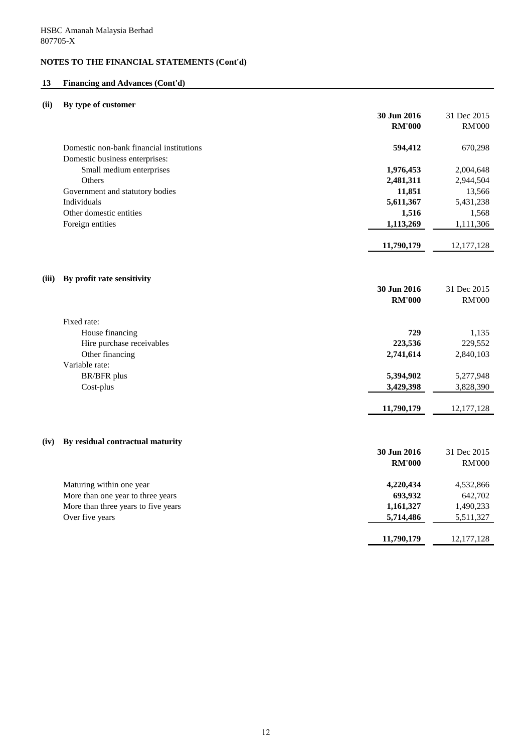HSBC Amanah Malaysia Berhad
807705-X

**NOTES TO THE FINANCIAL STATEMENTS (Cont'd)**

**13 Financing and Advances (Cont'd)**

**(ii) By type of customer**

| | **30 Jun 2016** | 31 Dec 2015 |
|---|---|---|
| | **RM'000** | RM'000 |
| Domestic non-bank financial institutions | **594,412** | 670,298 |
| Domestic business enterprises: | | |
| Small medium enterprises | **1,976,453** | 2,004,648 |
| Others | **2,481,311** | 2,944,504 |
| Government and statutory bodies | **11,851** | 13,566 |
| Individuals | **5,611,367** | 5,431,238 |
| Other domestic entities | **1,516** | 1,568 |
| Foreign entities | **1,113,269** | 1,111,306 |
| | **11,790,179** | 12,177,128 |

**(iii) By profit rate sensitivity**

| | **30 Jun 2016** | 31 Dec 2015 |
|---|---|---|
| | **RM'000** | RM'000 |
| Fixed rate: | | |
| House financing | **729** | 1,135 |
| Hire purchase receivables | **223,536** | 229,552 |
| Other financing | **2,741,614** | 2,840,103 |
| Variable rate: | | |
| BR/BFR plus | **5,394,902** | 5,277,948 |
| Cost-plus | **3,429,398** | 3,828,390 |
| | **11,790,179** | 12,177,128 |

**(iv) By residual contractual maturity**

| | **30 Jun 2016** | 31 Dec 2015 |
|---|---|---|
| | **RM'000** | RM'000 |
| Maturing within one year | **4,220,434** | 4,532,866 |
| More than one year to three years | **693,932** | 642,702 |
| More than three years to five years | **1,161,327** | 1,490,233 |
| Over five years | **5,714,486** | 5,511,327 |
| | **11,790,179** | 12,177,128 |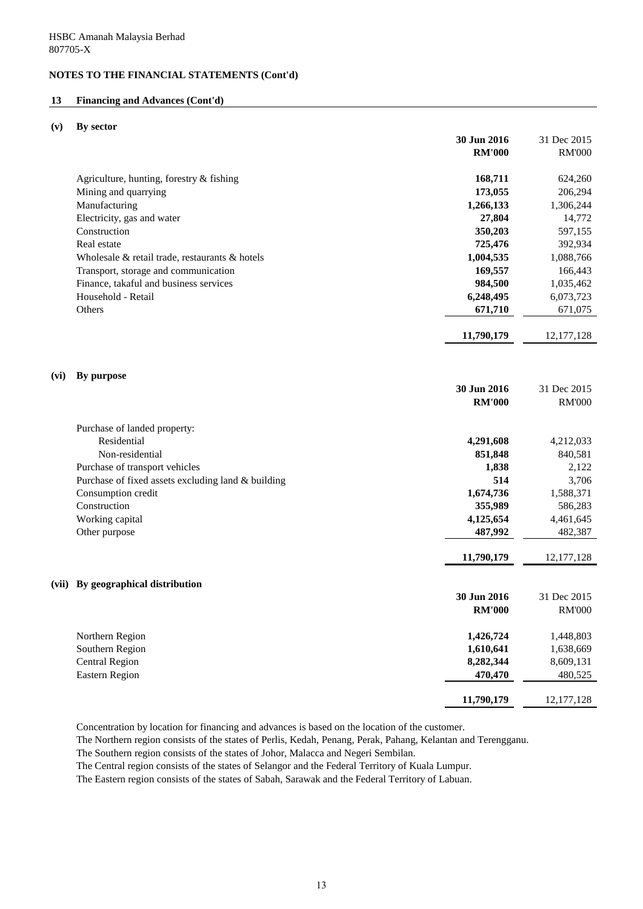HSBC Amanah Malaysia Berhad
807705-X

## NOTES TO THE FINANCIAL STATEMENTS (Cont'd)

### 13 Financing and Advances (Cont'd)

#### (v) By sector

| | 30 Jun 2016 RM'000 | 31 Dec 2015 RM'000 |
|---|---|---|
| Agriculture, hunting, forestry & fishing | **168,711** | 624,260 |
| Mining and quarrying | **173,055** | 206,294 |
| Manufacturing | **1,266,133** | 1,306,244 |
| Electricity, gas and water | **27,804** | 14,772 |
| Construction | **350,203** | 597,155 |
| Real estate | **725,476** | 392,934 |
| Wholesale & retail trade, restaurants & hotels | **1,004,535** | 1,088,766 |
| Transport, storage and communication | **169,557** | 166,443 |
| Finance, takaful and business services | **984,500** | 1,035,462 |
| Household - Retail | **6,248,495** | 6,073,723 |
| Others | **671,710** | 671,075 |
| | **11,790,179** | 12,177,128 |

#### (vi) By purpose

| | 30 Jun 2016 RM'000 | 31 Dec 2015 RM'000 |
|---|---|---|
| Purchase of landed property: | | |
| Residential | **4,291,608** | 4,212,033 |
| Non-residential | **851,848** | 840,581 |
| Purchase of transport vehicles | **1,838** | 2,122 |
| Purchase of fixed assets excluding land & building | **514** | 3,706 |
| Consumption credit | **1,674,736** | 1,588,371 |
| Construction | **355,989** | 586,283 |
| Working capital | **4,125,654** | 4,461,645 |
| Other purpose | **487,992** | 482,387 |
| | **11,790,179** | 12,177,128 |

#### (vii) By geographical distribution

| | 30 Jun 2016 RM'000 | 31 Dec 2015 RM'000 |
|---|---|---|
| Northern Region | **1,426,724** | 1,448,803 |
| Southern Region | **1,610,641** | 1,638,669 |
| Central Region | **8,282,344** | 8,609,131 |
| Eastern Region | **470,470** | 480,525 |
| | **11,790,179** | 12,177,128 |

Concentration by location for financing and advances is based on the location of the customer.
The Northern region consists of the states of Perlis, Kedah, Penang, Perak, Pahang, Kelantan and Terengganu.
The Southern region consists of the states of Johor, Malacca and Negeri Sembilan.
The Central region consists of the states of Selangor and the Federal Territory of Kuala Lumpur.
The Eastern region consists of the states of Sabah, Sarawak and the Federal Territory of Labuan.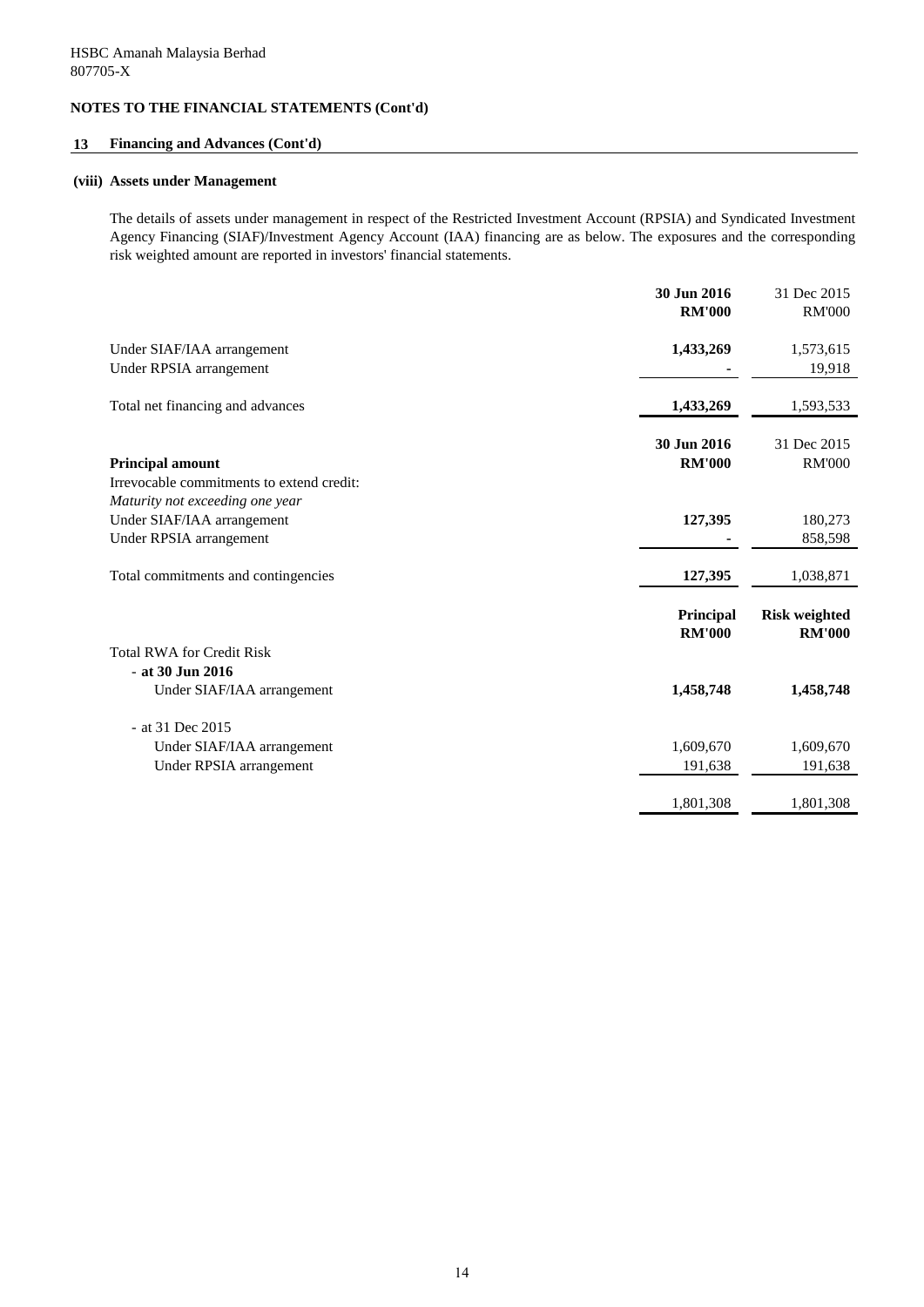HSBC Amanah Malaysia Berhad
807705-X

## NOTES TO THE FINANCIAL STATEMENTS (Cont'd)

### 13 Financing and Advances (Cont'd)

#### (viii) Assets under Management

The details of assets under management in respect of the Restricted Investment Account (RPSIA) and Syndicated Investment Agency Financing (SIAF)/Investment Agency Account (IAA) financing are as below. The exposures and the corresponding risk weighted amount are reported in investors' financial statements.

| | **30 Jun 2016** | 31 Dec 2015 |
|---|---|---|
| | **RM'000** | RM'000 |
| Under SIAF/IAA arrangement | **1,433,269** | 1,573,615 |
| Under RPSIA arrangement | **-** | 19,918 |
| Total net financing and advances | **1,433,269** | 1,593,533 |

| | **30 Jun 2016** | 31 Dec 2015 |
|---|---|---|
| **Principal amount** | **RM'000** | RM'000 |
| Irrevocable commitments to extend credit: | | |
| *Maturity not exceeding one year* | | |
| Under SIAF/IAA arrangement | **127,395** | 180,273 |
| Under RPSIA arrangement | **-** | 858,598 |
| Total commitments and contingencies | **127,395** | 1,038,871 |

| | **Principal** | **Risk weighted** |
|---|---|---|
| | **RM'000** | **RM'000** |
| Total RWA for Credit Risk | | |
| - **at 30 Jun 2016** | | |
| Under SIAF/IAA arrangement | **1,458,748** | **1,458,748** |
| - at 31 Dec 2015 | | |
| Under SIAF/IAA arrangement | 1,609,670 | 1,609,670 |
| Under RPSIA arrangement | 191,638 | 191,638 |
| | 1,801,308 | 1,801,308 |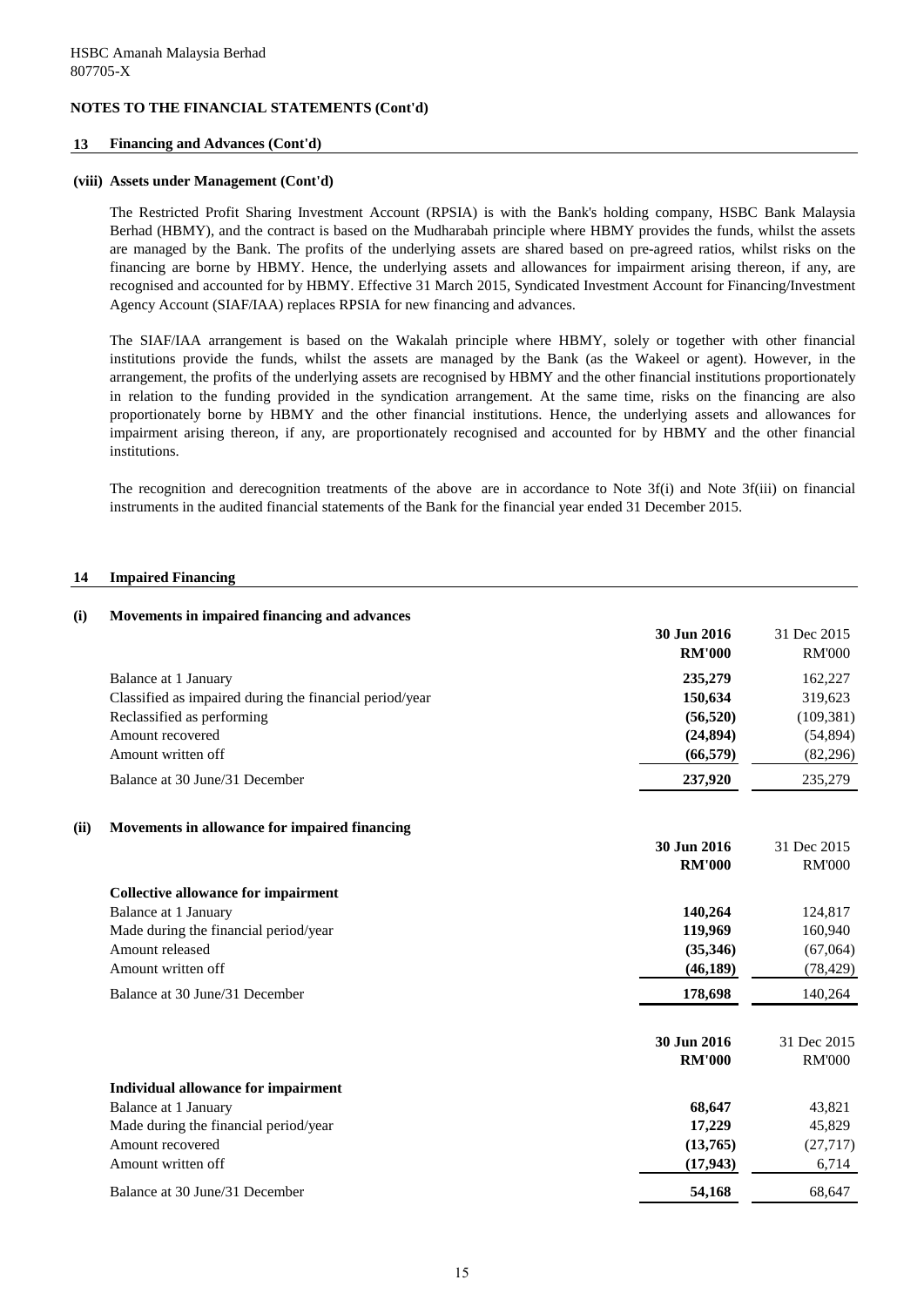HSBC Amanah Malaysia Berhad
807705-X

**NOTES TO THE FINANCIAL STATEMENTS (Cont'd)**

## 13 Financing and Advances (Cont'd)

### (viii) Assets under Management (Cont'd)

The Restricted Profit Sharing Investment Account (RPSIA) is with the Bank's holding company, HSBC Bank Malaysia Berhad (HBMY), and the contract is based on the Mudharabah principle where HBMY provides the funds, whilst the assets are managed by the Bank. The profits of the underlying assets are shared based on pre-agreed ratios, whilst risks on the financing are borne by HBMY. Hence, the underlying assets and allowances for impairment arising thereon, if any, are recognised and accounted for by HBMY. Effective 31 March 2015, Syndicated Investment Account for Financing/Investment Agency Account (SIAF/IAA) replaces RPSIA for new financing and advances.

The SIAF/IAA arrangement is based on the Wakalah principle where HBMY, solely or together with other financial institutions provide the funds, whilst the assets are managed by the Bank (as the Wakeel or agent). However, in the arrangement, the profits of the underlying assets are recognised by HBMY and the other financial institutions proportionately in relation to the funding provided in the syndication arrangement. At the same time, risks on the financing are also proportionately borne by HBMY and the other financial institutions. Hence, the underlying assets and allowances for impairment arising thereon, if any, are proportionately recognised and accounted for by HBMY and the other financial institutions.

The recognition and derecognition treatments of the above are in accordance to Note 3f(i) and Note 3f(iii) on financial instruments in the audited financial statements of the Bank for the financial year ended 31 December 2015.

## 14 Impaired Financing

### (i) Movements in impaired financing and advances

| | 30 Jun 2016 RM'000 | 31 Dec 2015 RM'000 |
|---|---|---|
| Balance at 1 January | **235,279** | 162,227 |
| Classified as impaired during the financial period/year | **150,634** | 319,623 |
| Reclassified as performing | **(56,520)** | (109,381) |
| Amount recovered | **(24,894)** | (54,894) |
| Amount written off | **(66,579)** | (82,296) |
| Balance at 30 June/31 December | **237,920** | 235,279 |

### (ii) Movements in allowance for impaired financing

| | 30 Jun 2016 RM'000 | 31 Dec 2015 RM'000 |
|---|---|---|
| **Collective allowance for impairment** | | |
| Balance at 1 January | **140,264** | 124,817 |
| Made during the financial period/year | **119,969** | 160,940 |
| Amount released | **(35,346)** | (67,064) |
| Amount written off | **(46,189)** | (78,429) |
| Balance at 30 June/31 December | **178,698** | 140,264 |

| | 30 Jun 2016 RM'000 | 31 Dec 2015 RM'000 |
|---|---|---|
| **Individual allowance for impairment** | | |
| Balance at 1 January | **68,647** | 43,821 |
| Made during the financial period/year | **17,229** | 45,829 |
| Amount recovered | **(13,765)** | (27,717) |
| Amount written off | **(17,943)** | 6,714 |
| Balance at 30 June/31 December | **54,168** | 68,647 |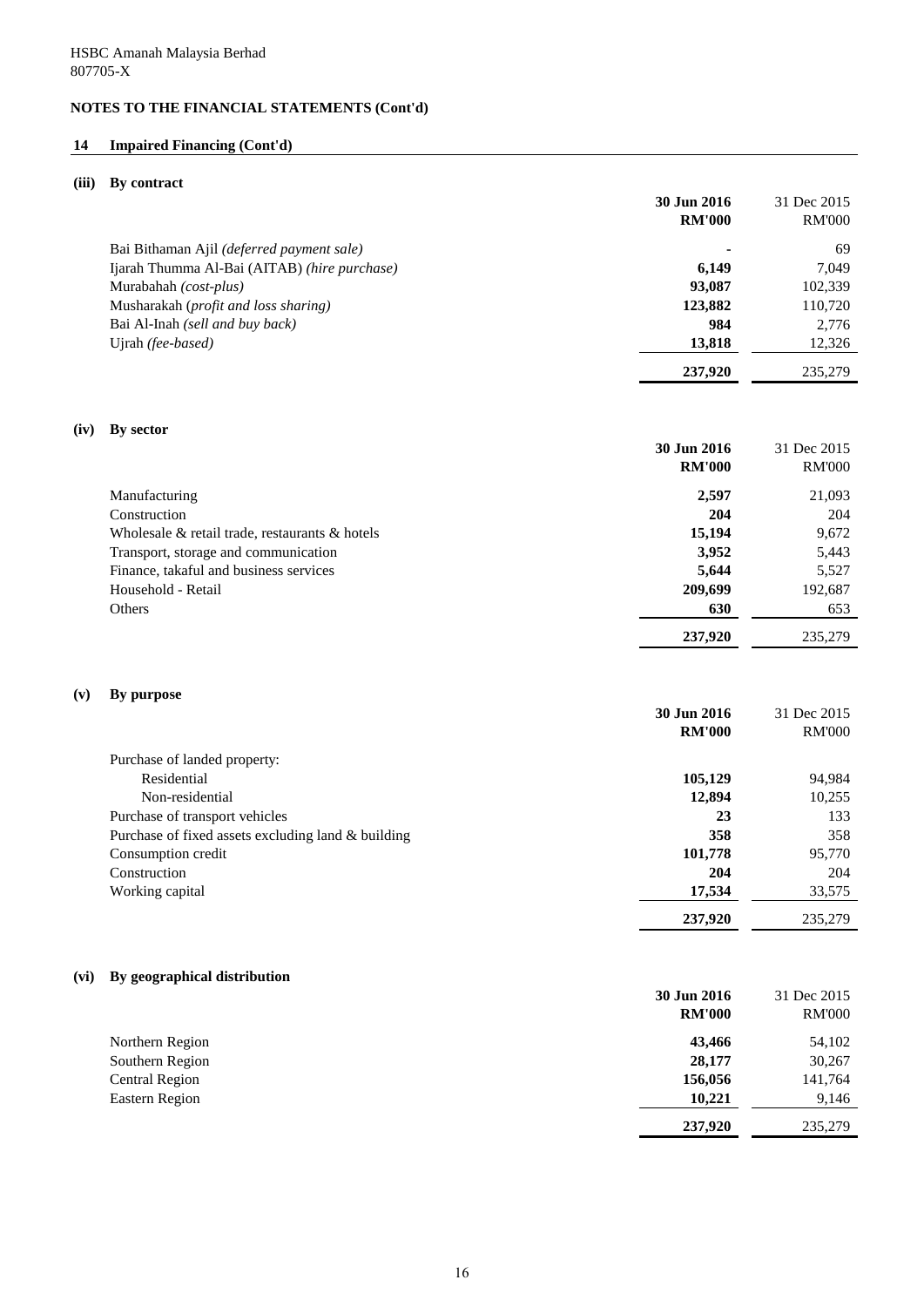HSBC Amanah Malaysia Berhad
807705-X

**NOTES TO THE FINANCIAL STATEMENTS (Cont'd)**

**14 Impaired Financing (Cont'd)**

**(iii) By contract**

| | 30 Jun 2016 RM'000 | 31 Dec 2015 RM'000 |
|---|---|---|
| Bai Bithaman Ajil *(deferred payment sale)* | - | 69 |
| Ijarah Thumma Al-Bai (AITAB) *(hire purchase)* | 6,149 | 7,049 |
| Murabahah *(cost-plus)* | 93,087 | 102,339 |
| Musharakah (*profit and loss sharing)* | 123,882 | 110,720 |
| Bai Al-Inah *(sell and buy back)* | 984 | 2,776 |
| Ujrah *(fee-based)* | 13,818 | 12,326 |
| | **237,920** | 235,279 |

**(iv) By sector**

| | 30 Jun 2016 RM'000 | 31 Dec 2015 RM'000 |
|---|---|---|
| Manufacturing | 2,597 | 21,093 |
| Construction | 204 | 204 |
| Wholesale & retail trade, restaurants & hotels | 15,194 | 9,672 |
| Transport, storage and communication | 3,952 | 5,443 |
| Finance, takaful and business services | 5,644 | 5,527 |
| Household - Retail | 209,699 | 192,687 |
| Others | 630 | 653 |
| | **237,920** | 235,279 |

**(v) By purpose**

| | 30 Jun 2016 RM'000 | 31 Dec 2015 RM'000 |
|---|---|---|
| Purchase of landed property: | | |
| Residential | 105,129 | 94,984 |
| Non-residential | 12,894 | 10,255 |
| Purchase of transport vehicles | 23 | 133 |
| Purchase of fixed assets excluding land & building | 358 | 358 |
| Consumption credit | 101,778 | 95,770 |
| Construction | 204 | 204 |
| Working capital | 17,534 | 33,575 |
| | **237,920** | 235,279 |

**(vi) By geographical distribution**

| | 30 Jun 2016 RM'000 | 31 Dec 2015 RM'000 |
|---|---|---|
| Northern Region | 43,466 | 54,102 |
| Southern Region | 28,177 | 30,267 |
| Central Region | 156,056 | 141,764 |
| Eastern Region | 10,221 | 9,146 |
| | **237,920** | 235,279 |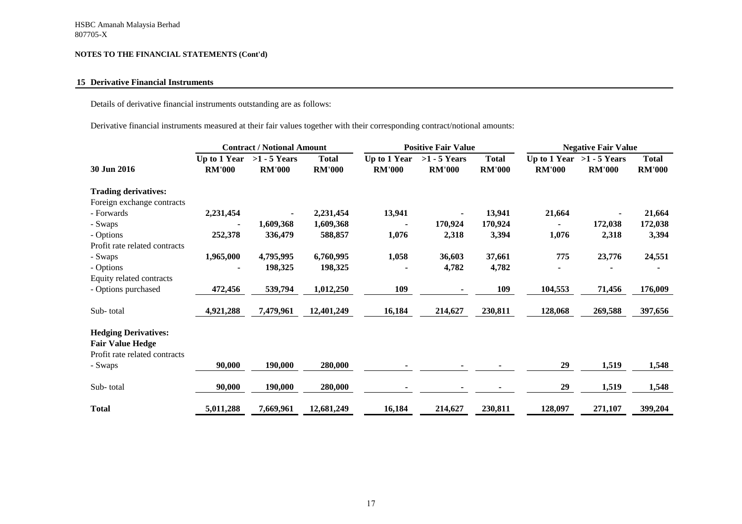HSBC Amanah Malaysia Berhad
807705-X

**NOTES TO THE FINANCIAL STATEMENTS (Cont'd)**

## 15 Derivative Financial Instruments

Details of derivative financial instruments outstanding are as follows:

Derivative financial instruments measured at their fair values together with their corresponding contract/notional amounts:

| | Contract / Notional Amount | | | Positive Fair Value | | | Negative Fair Value | | |
|---|---|---|---|---|---|---|---|---|---|
| **30 Jun 2016** | **Up to 1 Year RM'000** | **>1 - 5 Years RM'000** | **Total RM'000** | **Up to 1 Year RM'000** | **>1 - 5 Years RM'000** | **Total RM'000** | **Up to 1 Year RM'000** | **>1 - 5 Years RM'000** | **Total RM'000** |
| **Trading derivatives:** | | | | | | | | | |
| Foreign exchange contracts | | | | | | | | | |
| - Forwards | 2,231,454 | - | 2,231,454 | 13,941 | - | 13,941 | 21,664 | - | 21,664 |
| - Swaps | - | 1,609,368 | 1,609,368 | - | 170,924 | 170,924 | - | 172,038 | 172,038 |
| - Options | 252,378 | 336,479 | 588,857 | 1,076 | 2,318 | 3,394 | 1,076 | 2,318 | 3,394 |
| Profit rate related contracts | | | | | | | | | |
| - Swaps | 1,965,000 | 4,795,995 | 6,760,995 | 1,058 | 36,603 | 37,661 | 775 | 23,776 | 24,551 |
| - Options | - | 198,325 | 198,325 | - | 4,782 | 4,782 | - | - | - |
| Equity related contracts | | | | | | | | | |
| - Options purchased | 472,456 | 539,794 | 1,012,250 | 109 | - | 109 | 104,553 | 71,456 | 176,009 |
| Sub- total | 4,921,288 | 7,479,961 | 12,401,249 | 16,184 | 214,627 | 230,811 | 128,068 | 269,588 | 397,656 |
| **Hedging Derivatives:** | | | | | | | | | |
| **Fair Value Hedge** | | | | | | | | | |
| Profit rate related contracts | | | | | | | | | |
| - Swaps | 90,000 | 190,000 | 280,000 | - | - | - | 29 | 1,519 | 1,548 |
| Sub- total | 90,000 | 190,000 | 280,000 | - | - | - | 29 | 1,519 | 1,548 |
| **Total** | 5,011,288 | 7,669,961 | 12,681,249 | 16,184 | 214,627 | 230,811 | 128,097 | 271,107 | 399,204 |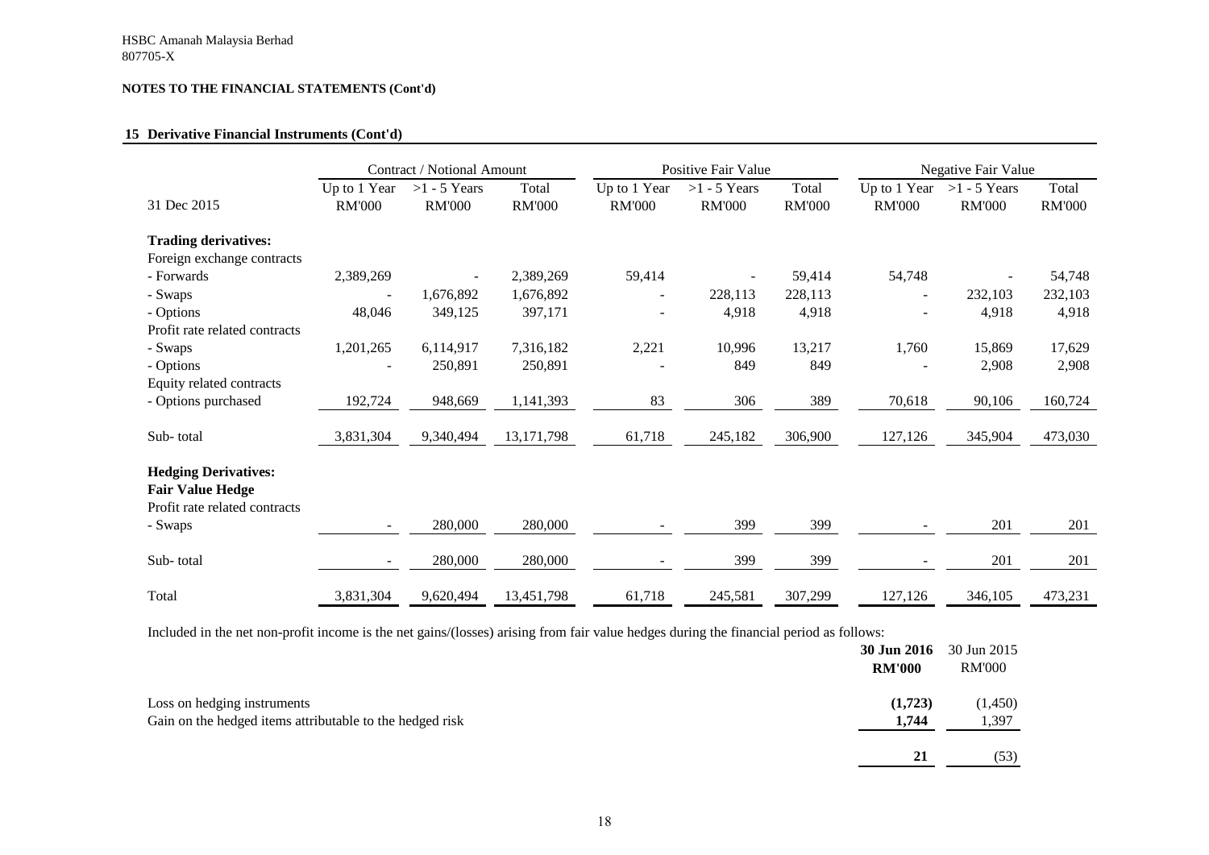HSBC Amanah Malaysia Berhad
807705-X

**NOTES TO THE FINANCIAL STATEMENTS (Cont'd)**

## 15 Derivative Financial Instruments (Cont'd)

| | Contract / Notional Amount | | | Positive Fair Value | | | Negative Fair Value | | |
|---|---|---|---|---|---|---|---|---|---|
| 31 Dec 2015 | Up to 1 Year RM'000 | >1 - 5 Years RM'000 | Total RM'000 | Up to 1 Year RM'000 | >1 - 5 Years RM'000 | Total RM'000 | Up to 1 Year RM'000 | >1 - 5 Years RM'000 | Total RM'000 |
| **Trading derivatives:** | | | | | | | | | |
| Foreign exchange contracts | | | | | | | | | |
| - Forwards | 2,389,269 | - | 2,389,269 | 59,414 | - | 59,414 | 54,748 | - | 54,748 |
| - Swaps | - | 1,676,892 | 1,676,892 | - | 228,113 | 228,113 | - | 232,103 | 232,103 |
| - Options | 48,046 | 349,125 | 397,171 | - | 4,918 | 4,918 | - | 4,918 | 4,918 |
| Profit rate related contracts | | | | | | | | | |
| - Swaps | 1,201,265 | 6,114,917 | 7,316,182 | 2,221 | 10,996 | 13,217 | 1,760 | 15,869 | 17,629 |
| - Options | - | 250,891 | 250,891 | - | 849 | 849 | - | 2,908 | 2,908 |
| Equity related contracts | | | | | | | | | |
| - Options purchased | 192,724 | 948,669 | 1,141,393 | 83 | 306 | 389 | 70,618 | 90,106 | 160,724 |
| Sub- total | 3,831,304 | 9,340,494 | 13,171,798 | 61,718 | 245,182 | 306,900 | 127,126 | 345,904 | 473,030 |
| **Hedging Derivatives:** | | | | | | | | | |
| **Fair Value Hedge** | | | | | | | | | |
| Profit rate related contracts | | | | | | | | | |
| - Swaps | - | 280,000 | 280,000 | - | 399 | 399 | - | 201 | 201 |
| Sub- total | - | 280,000 | 280,000 | - | 399 | 399 | - | 201 | 201 |
| Total | 3,831,304 | 9,620,494 | 13,451,798 | 61,718 | 245,581 | 307,299 | 127,126 | 346,105 | 473,231 |

Included in the net non-profit income is the net gains/(losses) arising from fair value hedges during the financial period as follows:

| | **30 Jun 2016 RM'000** | 30 Jun 2015 RM'000 |
|---|---|---|
| Loss on hedging instruments | **(1,723)** | (1,450) |
| Gain on the hedged items attributable to the hedged risk | **1,744** | 1,397 |
| | **21** | (53) |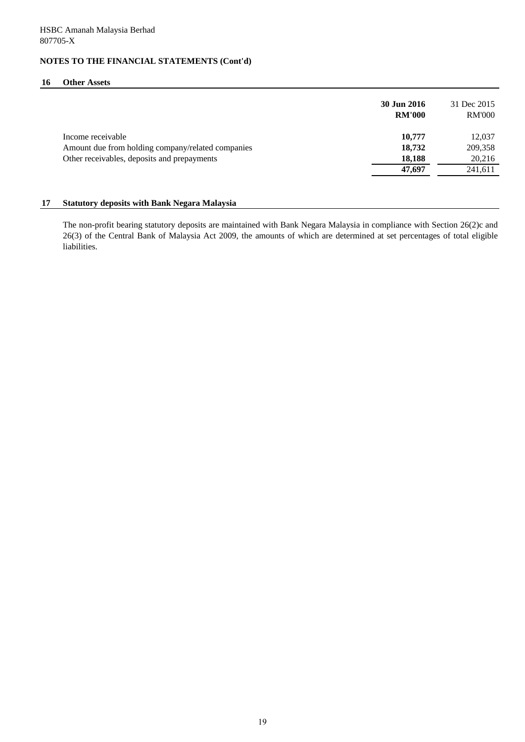HSBC Amanah Malaysia Berhad
807705-X

## NOTES TO THE FINANCIAL STATEMENTS (Cont'd)

### 16 Other Assets

| | **30 Jun 2016** | 31 Dec 2015 |
|---|---|---|
| | **RM'000** | RM'000 |
| Income receivable | **10,777** | 12,037 |
| Amount due from holding company/related companies | **18,732** | 209,358 |
| Other receivables, deposits and prepayments | **18,188** | 20,216 |
| | **47,697** | 241,611 |

### 17 Statutory deposits with Bank Negara Malaysia

The non-profit bearing statutory deposits are maintained with Bank Negara Malaysia in compliance with Section 26(2)c and 26(3) of the Central Bank of Malaysia Act 2009, the amounts of which are determined at set percentages of total eligible liabilities.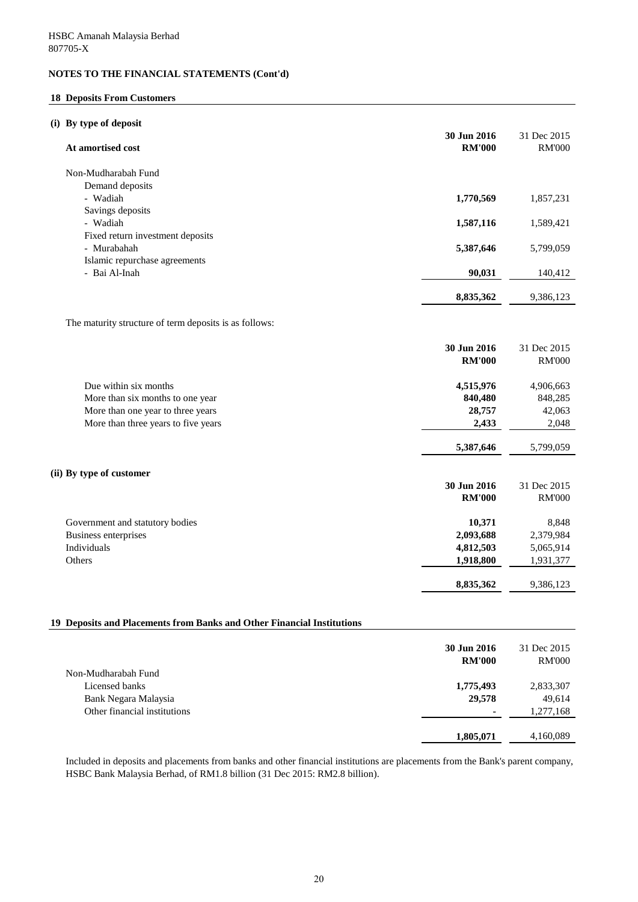HSBC Amanah Malaysia Berhad
807705-X

**NOTES TO THE FINANCIAL STATEMENTS (Cont'd)**

## 18 Deposits From Customers

### (i) By type of deposit

| At amortised cost | 30 Jun 2016 RM'000 | 31 Dec 2015 RM'000 |
|---|---|---|
| Non-Mudharabah Fund | | |
| Demand deposits | | |
| - Wadiah | **1,770,569** | 1,857,231 |
| Savings deposits | | |
| - Wadiah | **1,587,116** | 1,589,421 |
| Fixed return investment deposits | | |
| - Murabahah | **5,387,646** | 5,799,059 |
| Islamic repurchase agreements | | |
| - Bai Al-Inah | **90,031** | 140,412 |
| | **8,835,362** | 9,386,123 |

The maturity structure of term deposits is as follows:

| | 30 Jun 2016 RM'000 | 31 Dec 2015 RM'000 |
|---|---|---|
| Due within six months | **4,515,976** | 4,906,663 |
| More than six months to one year | **840,480** | 848,285 |
| More than one year to three years | **28,757** | 42,063 |
| More than three years to five years | **2,433** | 2,048 |
| | **5,387,646** | 5,799,059 |

### (ii) By type of customer

| | 30 Jun 2016 RM'000 | 31 Dec 2015 RM'000 |
|---|---|---|
| Government and statutory bodies | **10,371** | 8,848 |
| Business enterprises | **2,093,688** | 2,379,984 |
| Individuals | **4,812,503** | 5,065,914 |
| Others | **1,918,800** | 1,931,377 |
| | **8,835,362** | 9,386,123 |

## 19 Deposits and Placements from Banks and Other Financial Institutions

| | 30 Jun 2016 RM'000 | 31 Dec 2015 RM'000 |
|---|---|---|
| Non-Mudharabah Fund | | |
| Licensed banks | **1,775,493** | 2,833,307 |
| Bank Negara Malaysia | **29,578** | 49,614 |
| Other financial institutions | **-** | 1,277,168 |
| | **1,805,071** | 4,160,089 |

Included in deposits and placements from banks and other financial institutions are placements from the Bank's parent company, HSBC Bank Malaysia Berhad, of RM1.8 billion (31 Dec 2015: RM2.8 billion).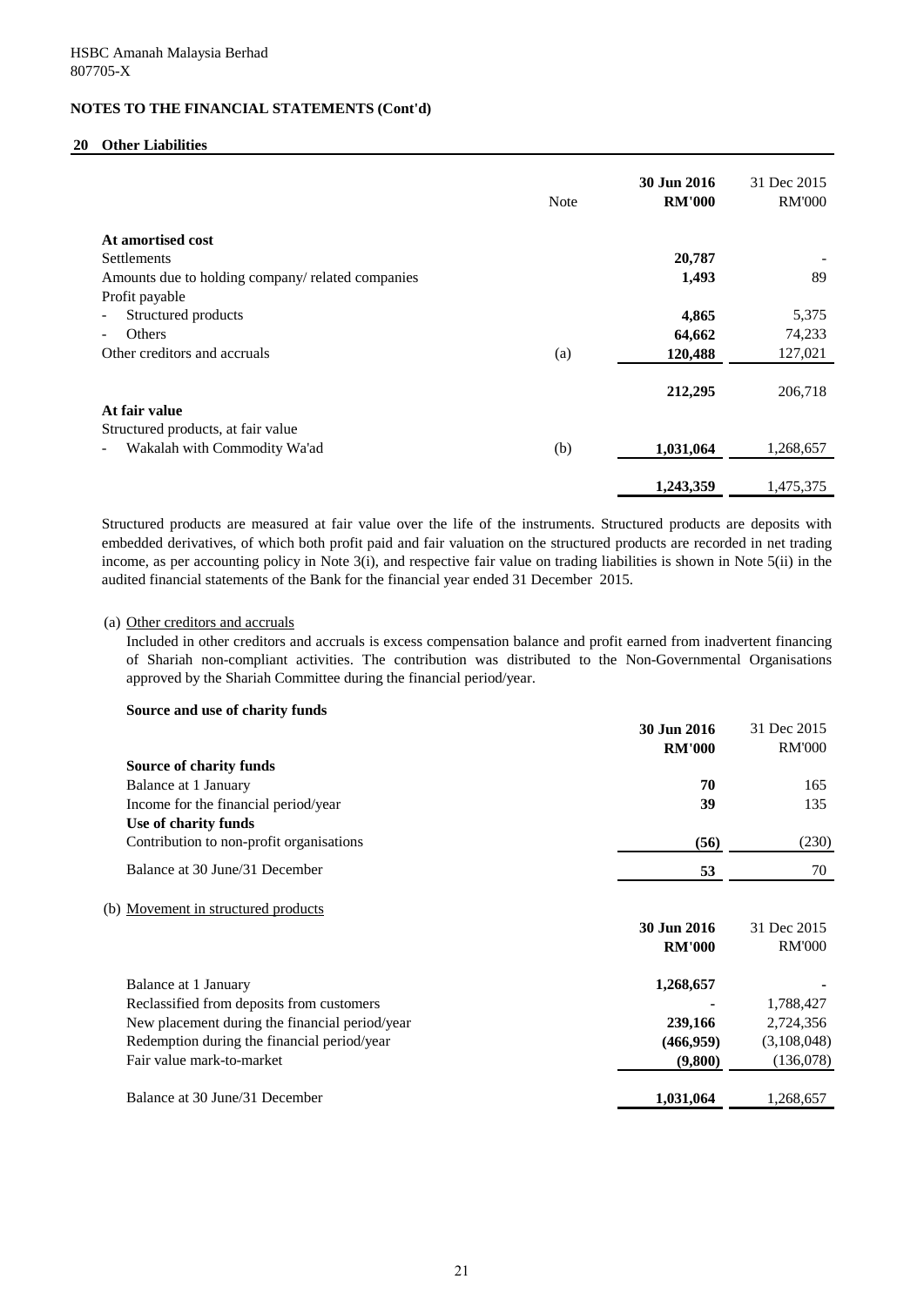HSBC Amanah Malaysia Berhad
807705-X

## NOTES TO THE FINANCIAL STATEMENTS (Cont'd)

### 20 Other Liabilities

| | Note | 30 Jun 2016 RM'000 | 31 Dec 2015 RM'000 |
|---|---|---|---|
| **At amortised cost** | | | |
| Settlements | | **20,787** | - |
| Amounts due to holding company/ related companies | | **1,493** | 89 |
| Profit payable | | | |
| - Structured products | | **4,865** | 5,375 |
| - Others | | **64,662** | 74,233 |
| Other creditors and accruals | (a) | **120,488** | 127,021 |
| | | **212,295** | 206,718 |
| **At fair value** | | | |
| Structured products, at fair value | | | |
| - Wakalah with Commodity Wa'ad | (b) | **1,031,064** | 1,268,657 |
| | | **1,243,359** | 1,475,375 |

Structured products are measured at fair value over the life of the instruments. Structured products are deposits with embedded derivatives, of which both profit paid and fair valuation on the structured products are recorded in net trading income, as per accounting policy in Note 3(i), and respective fair value on trading liabilities is shown in Note 5(ii) in the audited financial statements of the Bank for the financial year ended 31 December 2015.

(a) Other creditors and accruals

Included in other creditors and accruals is excess compensation balance and profit earned from inadvertent financing of Shariah non-compliant activities. The contribution was distributed to the Non-Governmental Organisations approved by the Shariah Committee during the financial period/year.

**Source and use of charity funds**

| | 30 Jun 2016 RM'000 | 31 Dec 2015 RM'000 |
|---|---|---|
| **Source of charity funds** | | |
| Balance at 1 January | **70** | 165 |
| Income for the financial period/year | **39** | 135 |
| **Use of charity funds** | | |
| Contribution to non-profit organisations | **(56)** | (230) |
| Balance at 30 June/31 December | **53** | 70 |

(b) Movement in structured products

| | 30 Jun 2016 RM'000 | 31 Dec 2015 RM'000 |
|---|---|---|
| Balance at 1 January | **1,268,657** | - |
| Reclassified from deposits from customers | **-** | 1,788,427 |
| New placement during the financial period/year | **239,166** | 2,724,356 |
| Redemption during the financial period/year | **(466,959)** | (3,108,048) |
| Fair value mark-to-market | **(9,800)** | (136,078) |
| Balance at 30 June/31 December | **1,031,064** | 1,268,657 |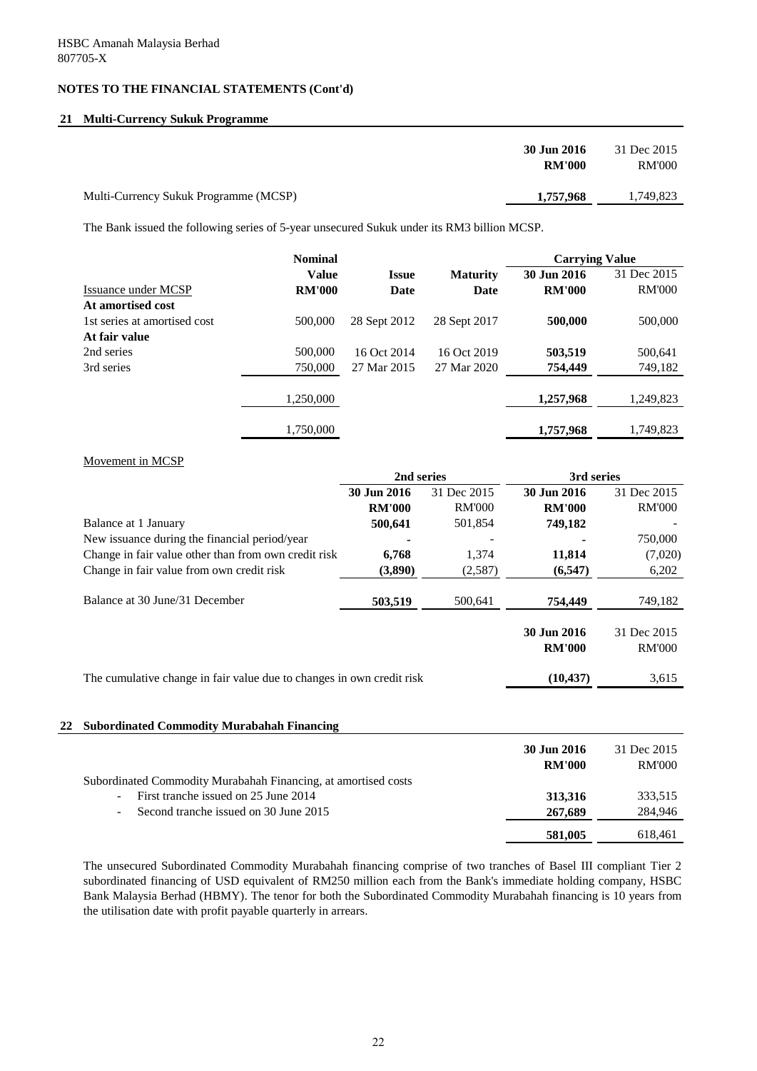HSBC Amanah Malaysia Berhad
807705-X

**NOTES TO THE FINANCIAL STATEMENTS (Cont'd)**

## 21 Multi-Currency Sukuk Programme

| | 30 Jun 2016 RM'000 | 31 Dec 2015 RM'000 |
|---|---|---|
| Multi-Currency Sukuk Programme (MCSP) | **1,757,968** | 1,749,823 |

The Bank issued the following series of 5-year unsecured Sukuk under its RM3 billion MCSP.

| Issuance under MCSP | Nominal Value RM'000 | Issue Date | Maturity Date | Carrying Value 30 Jun 2016 RM'000 | Carrying Value 31 Dec 2015 RM'000 |
|---|---|---|---|---|---|
| **At amortised cost** | | | | | |
| 1st series at amortised cost | 500,000 | 28 Sept 2012 | 28 Sept 2017 | **500,000** | 500,000 |
| **At fair value** | | | | | |
| 2nd series | 500,000 | 16 Oct 2014 | 16 Oct 2019 | **503,519** | 500,641 |
| 3rd series | 750,000 | 27 Mar 2015 | 27 Mar 2020 | **754,449** | 749,182 |
| | 1,250,000 | | | **1,257,968** | 1,249,823 |
| | 1,750,000 | | | **1,757,968** | 1,749,823 |

Movement in MCSP

| | 2nd series | | 3rd series | |
|---|---|---|---|---|
| | 30 Jun 2016 RM'000 | 31 Dec 2015 RM'000 | 30 Jun 2016 RM'000 | 31 Dec 2015 RM'000 |
| Balance at 1 January | **500,641** | 501,854 | **749,182** | - |
| New issuance during the financial period/year | **-** | - | **-** | 750,000 |
| Change in fair value other than from own credit risk | **6,768** | 1,374 | **11,814** | (7,020) |
| Change in fair value from own credit risk | **(3,890)** | (2,587) | **(6,547)** | 6,202 |
| Balance at 30 June/31 December | **503,519** | 500,641 | **754,449** | 749,182 |

| | 30 Jun 2016 RM'000 | 31 Dec 2015 RM'000 |
|---|---|---|
| The cumulative change in fair value due to changes in own credit risk | **(10,437)** | 3,615 |

## 22 Subordinated Commodity Murabahah Financing

| | 30 Jun 2016 RM'000 | 31 Dec 2015 RM'000 |
|---|---|---|
| Subordinated Commodity Murabahah Financing, at amortised costs | | |
| - First tranche issued on 25 June 2014 | **313,316** | 333,515 |
| - Second tranche issued on 30 June 2015 | **267,689** | 284,946 |
| | **581,005** | 618,461 |

The unsecured Subordinated Commodity Murabahah financing comprise of two tranches of Basel III compliant Tier 2 subordinated financing of USD equivalent of RM250 million each from the Bank's immediate holding company, HSBC Bank Malaysia Berhad (HBMY). The tenor for both the Subordinated Commodity Murabahah financing is 10 years from the utilisation date with profit payable quarterly in arrears.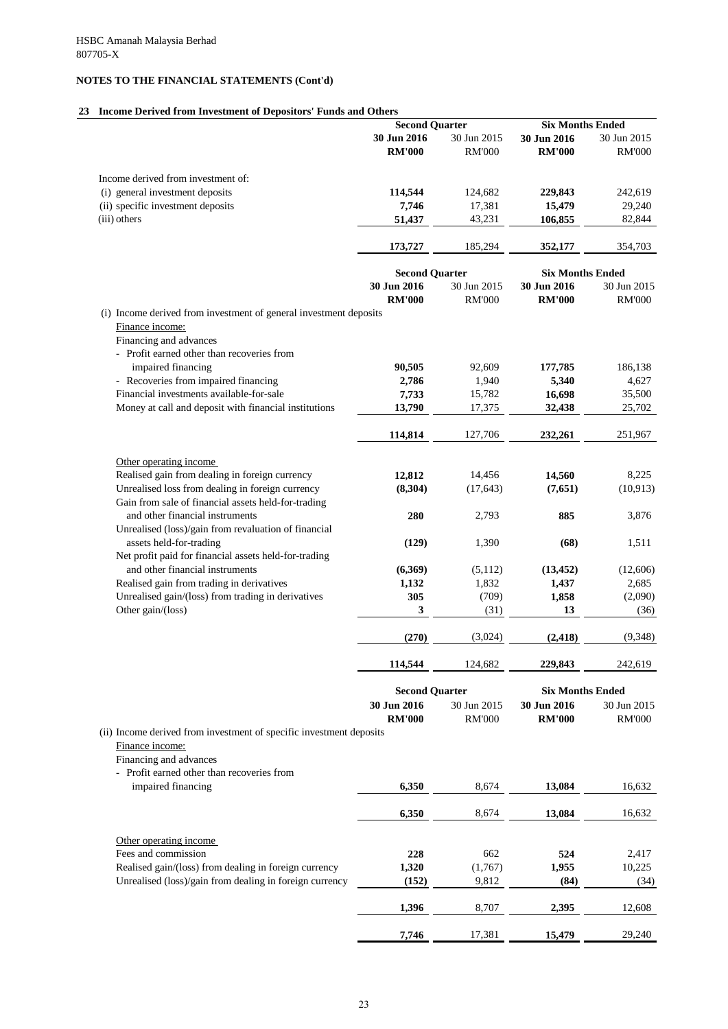HSBC Amanah Malaysia Berhad
807705-X

## NOTES TO THE FINANCIAL STATEMENTS (Cont'd)

### 23 Income Derived from Investment of Depositors' Funds and Others

| | Second Quarter | | Six Months Ended | |
|---|---|---|---|---|
| | **30 Jun 2016** | 30 Jun 2015 | **30 Jun 2016** | 30 Jun 2015 |
| | **RM'000** | RM'000 | **RM'000** | RM'000 |
| Income derived from investment of: | | | | |
| (i) general investment deposits | **114,544** | 124,682 | **229,843** | 242,619 |
| (ii) specific investment deposits | **7,746** | 17,381 | **15,479** | 29,240 |
| (iii) others | **51,437** | 43,231 | **106,855** | 82,844 |
| | **173,727** | 185,294 | **352,177** | 354,703 |

| | Second Quarter | | Six Months Ended | |
|---|---|---|---|---|
| | **30 Jun 2016** | 30 Jun 2015 | **30 Jun 2016** | 30 Jun 2015 |
| | **RM'000** | RM'000 | **RM'000** | RM'000 |
| (i) Income derived from investment of general investment deposits | | | | |
| Finance income: | | | | |
| Financing and advances | | | | |
| - Profit earned other than recoveries from impaired financing | **90,505** | 92,609 | **177,785** | 186,138 |
| - Recoveries from impaired financing | **2,786** | 1,940 | **5,340** | 4,627 |
| Financial investments available-for-sale | **7,733** | 15,782 | **16,698** | 35,500 |
| Money at call and deposit with financial institutions | **13,790** | 17,375 | **32,438** | 25,702 |
| | **114,814** | 127,706 | **232,261** | 251,967 |
| Other operating income | | | | |
| Realised gain from dealing in foreign currency | **12,812** | 14,456 | **14,560** | 8,225 |
| Unrealised loss from dealing in foreign currency | **(8,304)** | (17,643) | **(7,651)** | (10,913) |
| Gain from sale of financial assets held-for-trading and other financial instruments | **280** | 2,793 | **885** | 3,876 |
| Unrealised (loss)/gain from revaluation of financial assets held-for-trading | **(129)** | 1,390 | **(68)** | 1,511 |
| Net profit paid for financial assets held-for-trading and other financial instruments | **(6,369)** | (5,112) | **(13,452)** | (12,606) |
| Realised gain from trading in derivatives | **1,132** | 1,832 | **1,437** | 2,685 |
| Unrealised gain/(loss) from trading in derivatives | **305** | (709) | **1,858** | (2,090) |
| Other gain/(loss) | **3** | (31) | **13** | (36) |
| | **(270)** | (3,024) | **(2,418)** | (9,348) |
| | **114,544** | 124,682 | **229,843** | 242,619 |

| | Second Quarter | | Six Months Ended | |
|---|---|---|---|---|
| | **30 Jun 2016** | 30 Jun 2015 | **30 Jun 2016** | 30 Jun 2015 |
| | **RM'000** | RM'000 | **RM'000** | RM'000 |
| (ii) Income derived from investment of specific investment deposits | | | | |
| Finance income: | | | | |
| Financing and advances | | | | |
| - Profit earned other than recoveries from impaired financing | **6,350** | 8,674 | **13,084** | 16,632 |
| | **6,350** | 8,674 | **13,084** | 16,632 |
| Other operating income | | | | |
| Fees and commission | **228** | 662 | **524** | 2,417 |
| Realised gain/(loss) from dealing in foreign currency | **1,320** | (1,767) | **1,955** | 10,225 |
| Unrealised (loss)/gain from dealing in foreign currency | **(152)** | 9,812 | **(84)** | (34) |
| | **1,396** | 8,707 | **2,395** | 12,608 |
| | **7,746** | 17,381 | **15,479** | 29,240 |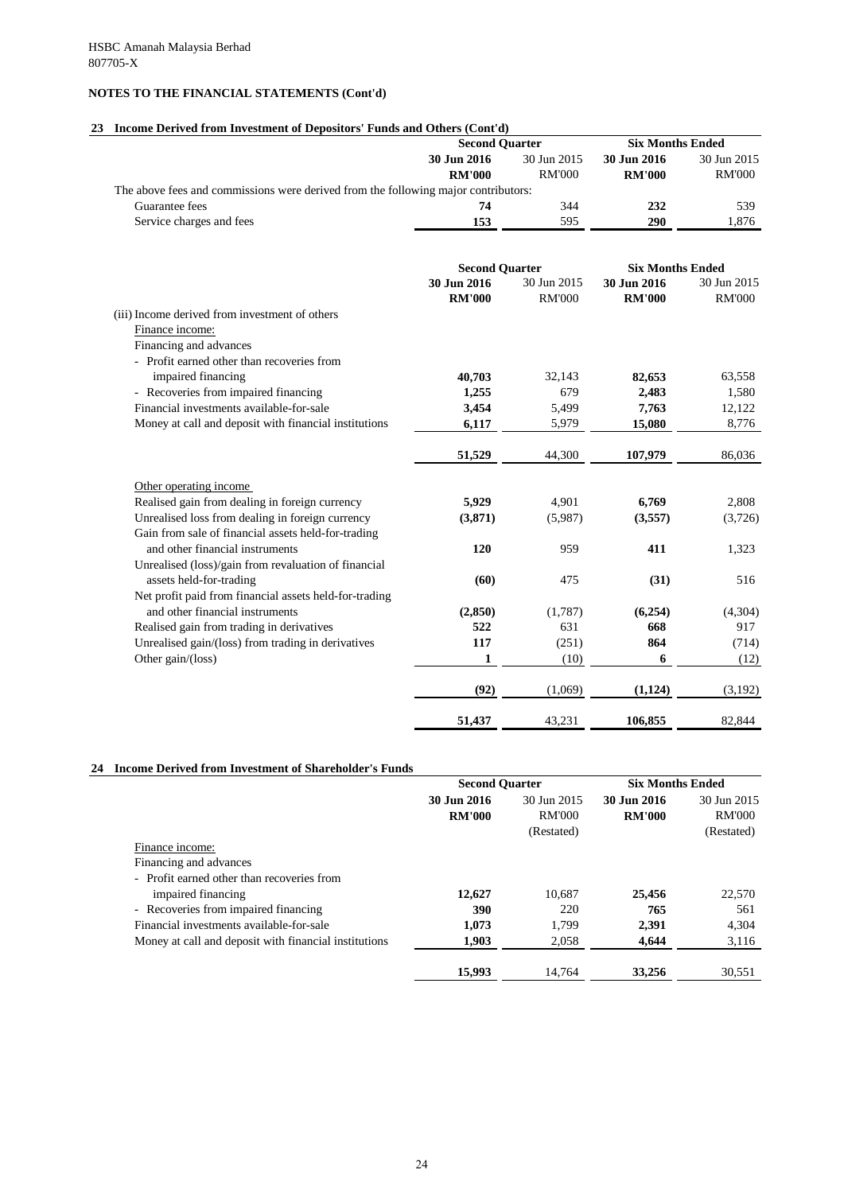HSBC Amanah Malaysia Berhad
807705-X

**NOTES TO THE FINANCIAL STATEMENTS (Cont'd)**

## 23 Income Derived from Investment of Depositors' Funds and Others (Cont'd)

| | Second Quarter | | Six Months Ended | |
|---|---|---|---|---|
| | **30 Jun 2016** | 30 Jun 2015 | **30 Jun 2016** | 30 Jun 2015 |
| | **RM'000** | RM'000 | **RM'000** | RM'000 |
| The above fees and commissions were derived from the following major contributors: | | | | |
| Guarantee fees | **74** | 344 | **232** | 539 |
| Service charges and fees | **153** | 595 | **290** | 1,876 |

| | Second Quarter | | Six Months Ended | |
|---|---|---|---|---|
| | **30 Jun 2016** | 30 Jun 2015 | **30 Jun 2016** | 30 Jun 2015 |
| | **RM'000** | RM'000 | **RM'000** | RM'000 |
| (iii) Income derived from investment of others | | | | |
| Finance income: | | | | |
| Financing and advances | | | | |
| - Profit earned other than recoveries from impaired financing | **40,703** | 32,143 | **82,653** | 63,558 |
| - Recoveries from impaired financing | **1,255** | 679 | **2,483** | 1,580 |
| Financial investments available-for-sale | **3,454** | 5,499 | **7,763** | 12,122 |
| Money at call and deposit with financial institutions | **6,117** | 5,979 | **15,080** | 8,776 |
| | **51,529** | 44,300 | **107,979** | 86,036 |
| Other operating income | | | | |
| Realised gain from dealing in foreign currency | **5,929** | 4,901 | **6,769** | 2,808 |
| Unrealised loss from dealing in foreign currency | **(3,871)** | (5,987) | **(3,557)** | (3,726) |
| Gain from sale of financial assets held-for-trading and other financial instruments | **120** | 959 | **411** | 1,323 |
| Unrealised (loss)/gain from revaluation of financial assets held-for-trading | **(60)** | 475 | **(31)** | 516 |
| Net profit paid from financial assets held-for-trading and other financial instruments | **(2,850)** | (1,787) | **(6,254)** | (4,304) |
| Realised gain from trading in derivatives | **522** | 631 | **668** | 917 |
| Unrealised gain/(loss) from trading in derivatives | **117** | (251) | **864** | (714) |
| Other gain/(loss) | **1** | (10) | **6** | (12) |
| | **(92)** | (1,069) | **(1,124)** | (3,192) |
| | **51,437** | 43,231 | **106,855** | 82,844 |

## 24 Income Derived from Investment of Shareholder's Funds

| | Second Quarter | | Six Months Ended | |
|---|---|---|---|---|
| | **30 Jun 2016** | 30 Jun 2015 | **30 Jun 2016** | 30 Jun 2015 |
| | **RM'000** | RM'000 | **RM'000** | RM'000 |
| | | (Restated) | | (Restated) |
| Finance income: | | | | |
| Financing and advances | | | | |
| - Profit earned other than recoveries from impaired financing | **12,627** | 10,687 | **25,456** | 22,570 |
| - Recoveries from impaired financing | **390** | 220 | **765** | 561 |
| Financial investments available-for-sale | **1,073** | 1,799 | **2,391** | 4,304 |
| Money at call and deposit with financial institutions | **1,903** | 2,058 | **4,644** | 3,116 |
| | **15,993** | 14,764 | **33,256** | 30,551 |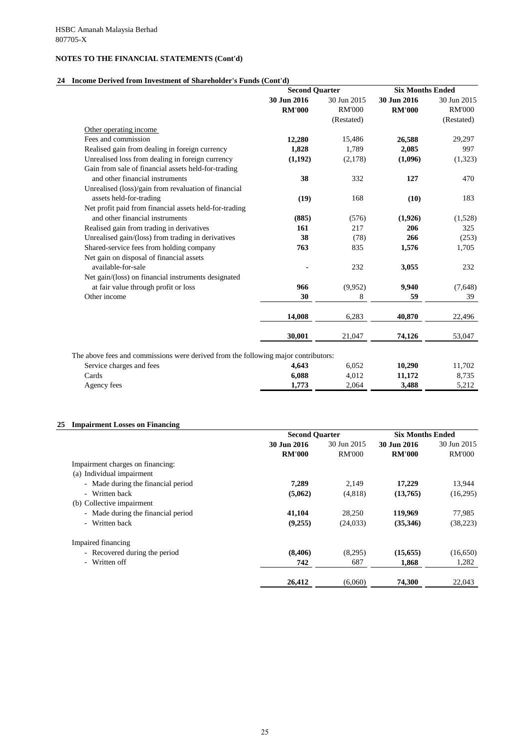HSBC Amanah Malaysia Berhad
807705-X

**NOTES TO THE FINANCIAL STATEMENTS (Cont'd)**

## 24 Income Derived from Investment of Shareholder's Funds (Cont'd)

| | Second Quarter | | Six Months Ended | |
|---|---|---|---|---|
| | **30 Jun 2016** | 30 Jun 2015 | **30 Jun 2016** | 30 Jun 2015 |
| | **RM'000** | RM'000 | **RM'000** | RM'000 |
| | | (Restated) | | (Restated) |
| Other operating income | | | | |
| Fees and commission | **12,280** | 15,486 | **26,588** | 29,297 |
| Realised gain from dealing in foreign currency | **1,828** | 1,789 | **2,085** | 997 |
| Unrealised loss from dealing in foreign currency | **(1,192)** | (2,178) | **(1,096)** | (1,323) |
| Gain from sale of financial assets held-for-trading and other financial instruments | **38** | 332 | **127** | 470 |
| Unrealised (loss)/gain from revaluation of financial assets held-for-trading | **(19)** | 168 | **(10)** | 183 |
| Net profit paid from financial assets held-for-trading and other financial instruments | **(885)** | (576) | **(1,926)** | (1,528) |
| Realised gain from trading in derivatives | **161** | 217 | **206** | 325 |
| Unrealised gain/(loss) from trading in derivatives | **38** | (78) | **266** | (253) |
| Shared-service fees from holding company | **763** | 835 | **1,576** | 1,705 |
| Net gain on disposal of financial assets available-for-sale | **-** | 232 | **3,055** | 232 |
| Net gain/(loss) on financial instruments designated at fair value through profit or loss | **966** | (9,952) | **9,940** | (7,648) |
| Other income | **30** | 8 | **59** | 39 |
| | **14,008** | 6,283 | **40,870** | 22,496 |
| | **30,001** | 21,047 | **74,126** | 53,047 |

The above fees and commissions were derived from the following major contributors:

| | Second Quarter | | Six Months Ended | |
|---|---|---|---|---|
| | **30 Jun 2016** | 30 Jun 2015 | **30 Jun 2016** | 30 Jun 2015 |
| Service charges and fees | **4,643** | 6,052 | **10,290** | 11,702 |
| Cards | **6,088** | 4,012 | **11,172** | 8,735 |
| Agency fees | **1,773** | 2,064 | **3,488** | 5,212 |

## 25 Impairment Losses on Financing

| | Second Quarter | | Six Months Ended | |
|---|---|---|---|---|
| | **30 Jun 2016** | 30 Jun 2015 | **30 Jun 2016** | 30 Jun 2015 |
| | **RM'000** | RM'000 | **RM'000** | RM'000 |
| Impairment charges on financing: | | | | |
| (a) Individual impairment | | | | |
| - Made during the financial period | **7,289** | 2,149 | **17,229** | 13,944 |
| - Written back | **(5,062)** | (4,818) | **(13,765)** | (16,295) |
| (b) Collective impairment | | | | |
| - Made during the financial period | **41,104** | 28,250 | **119,969** | 77,985 |
| - Written back | **(9,255)** | (24,033) | **(35,346)** | (38,223) |
| Impaired financing | | | | |
| - Recovered during the period | **(8,406)** | (8,295) | **(15,655)** | (16,650) |
| - Written off | **742** | 687 | **1,868** | 1,282 |
| | **26,412** | (6,060) | **74,300** | 22,043 |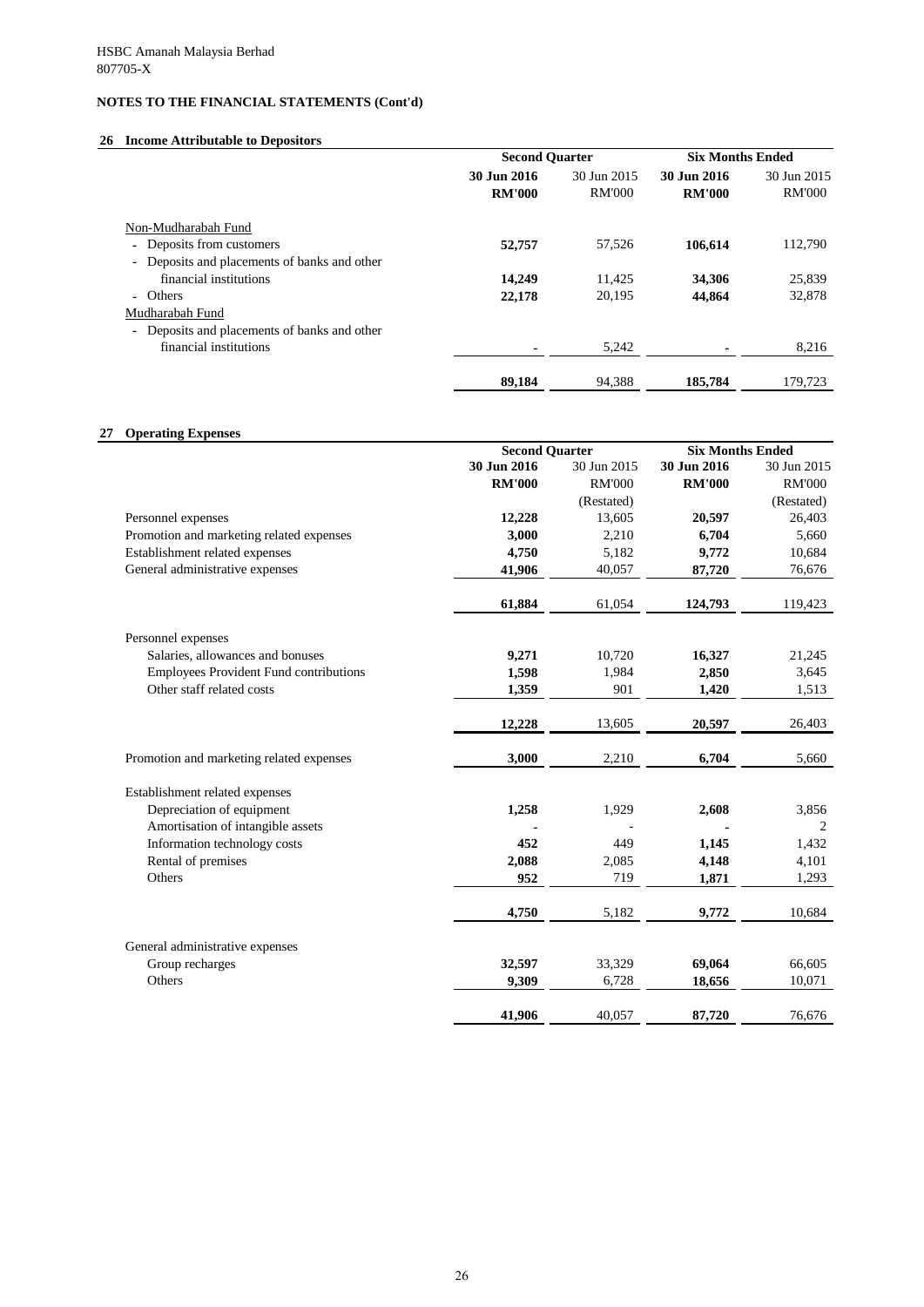HSBC Amanah Malaysia Berhad
807705-X

**NOTES TO THE FINANCIAL STATEMENTS (Cont'd)**

## 26 Income Attributable to Depositors

| | Second Quarter | | Six Months Ended | |
|---|---|---|---|---|
| | **30 Jun 2016** | 30 Jun 2015 | **30 Jun 2016** | 30 Jun 2015 |
| | **RM'000** | RM'000 | **RM'000** | RM'000 |
| Non-Mudharabah Fund | | | | |
| - Deposits from customers | **52,757** | 57,526 | **106,614** | 112,790 |
| - Deposits and placements of banks and other financial institutions | **14,249** | 11,425 | **34,306** | 25,839 |
| - Others | **22,178** | 20,195 | **44,864** | 32,878 |
| Mudharabah Fund | | | | |
| - Deposits and placements of banks and other financial institutions | **-** | 5,242 | **-** | 8,216 |
| | **89,184** | 94,388 | **185,784** | 179,723 |

## 27 Operating Expenses

| | Second Quarter | | Six Months Ended | |
|---|---|---|---|---|
| | **30 Jun 2016** | 30 Jun 2015 | **30 Jun 2016** | 30 Jun 2015 |
| | **RM'000** | RM'000 | **RM'000** | RM'000 |
| | | (Restated) | | (Restated) |
| Personnel expenses | **12,228** | 13,605 | **20,597** | 26,403 |
| Promotion and marketing related expenses | **3,000** | 2,210 | **6,704** | 5,660 |
| Establishment related expenses | **4,750** | 5,182 | **9,772** | 10,684 |
| General administrative expenses | **41,906** | 40,057 | **87,720** | 76,676 |
| | **61,884** | 61,054 | **124,793** | 119,423 |
| Personnel expenses | | | | |
| Salaries, allowances and bonuses | **9,271** | 10,720 | **16,327** | 21,245 |
| Employees Provident Fund contributions | **1,598** | 1,984 | **2,850** | 3,645 |
| Other staff related costs | **1,359** | 901 | **1,420** | 1,513 |
| | **12,228** | 13,605 | **20,597** | 26,403 |
| Promotion and marketing related expenses | **3,000** | 2,210 | **6,704** | 5,660 |
| Establishment related expenses | | | | |
| Depreciation of equipment | **1,258** | 1,929 | **2,608** | 3,856 |
| Amortisation of intangible assets | **-** | - | **-** | 2 |
| Information technology costs | **452** | 449 | **1,145** | 1,432 |
| Rental of premises | **2,088** | 2,085 | **4,148** | 4,101 |
| Others | **952** | 719 | **1,871** | 1,293 |
| | **4,750** | 5,182 | **9,772** | 10,684 |
| General administrative expenses | | | | |
| Group recharges | **32,597** | 33,329 | **69,064** | 66,605 |
| Others | **9,309** | 6,728 | **18,656** | 10,071 |
| | **41,906** | 40,057 | **87,720** | 76,676 |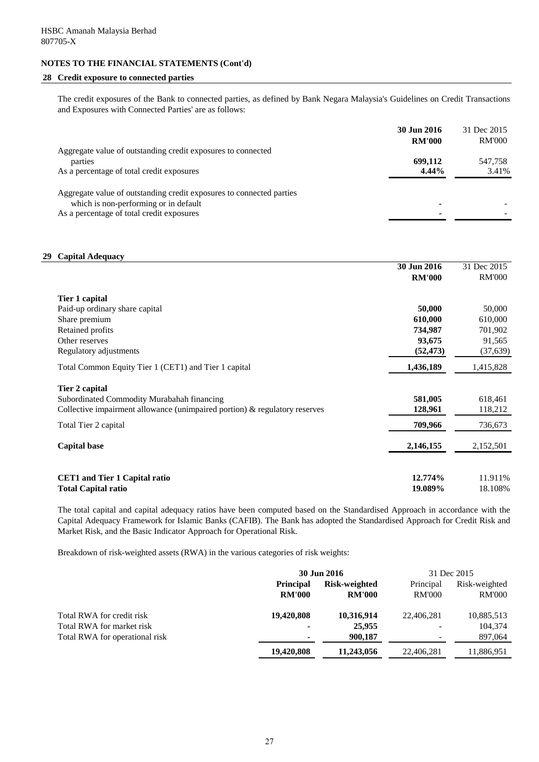HSBC Amanah Malaysia Berhad
807705-X

## NOTES TO THE FINANCIAL STATEMENTS (Cont'd)

### 28 Credit exposure to connected parties

The credit exposures of the Bank to connected parties, as defined by Bank Negara Malaysia's Guidelines on Credit Transactions and Exposures with Connected Parties' are as follows:

| | **30 Jun 2016** | 31 Dec 2015 |
|---|---|---|
| | **RM'000** | RM'000 |
| Aggregate value of outstanding credit exposures to connected parties | **699,112** | 547,758 |
| As a percentage of total credit exposures | **4.44%** | 3.41% |
| Aggregate value of outstanding credit exposures to connected parties which is non-performing or in default | **-** | - |
| As a percentage of total credit exposures | **-** | - |

### 29 Capital Adequacy

| | **30 Jun 2016** | 31 Dec 2015 |
|---|---|---|
| | **RM'000** | RM'000 |
| **Tier 1 capital** | | |
| Paid-up ordinary share capital | **50,000** | 50,000 |
| Share premium | **610,000** | 610,000 |
| Retained profits | **734,987** | 701,902 |
| Other reserves | **93,675** | 91,565 |
| Regulatory adjustments | **(52,473)** | (37,639) |
| Total Common Equity Tier 1 (CET1) and Tier 1 capital | **1,436,189** | 1,415,828 |
| **Tier 2 capital** | | |
| Subordinated Commodity Murabahah financing | **581,005** | 618,461 |
| Collective impairment allowance (unimpaired portion) & regulatory reserves | **128,961** | 118,212 |
| Total Tier 2 capital | **709,966** | 736,673 |
| **Capital base** | **2,146,155** | 2,152,501 |
| **CET1 and Tier 1 Capital ratio** | **12.774%** | 11.911% |
| **Total Capital ratio** | **19.089%** | 18.108% |

The total capital and capital adequacy ratios have been computed based on the Standardised Approach in accordance with the Capital Adequacy Framework for Islamic Banks (CAFIB). The Bank has adopted the Standardised Approach for Credit Risk and Market Risk, and the Basic Indicator Approach for Operational Risk.

Breakdown of risk-weighted assets (RWA) in the various categories of risk weights:

| | **30 Jun 2016** | | 31 Dec 2015 | |
|---|---|---|---|---|
| | **Principal** | **Risk-weighted** | Principal | Risk-weighted |
| | **RM'000** | **RM'000** | RM'000 | RM'000 |
| Total RWA for credit risk | **19,420,808** | **10,316,914** | 22,406,281 | 10,885,513 |
| Total RWA for market risk | **-** | **25,955** | - | 104,374 |
| Total RWA for operational risk | **-** | **900,187** | - | 897,064 |
| | **19,420,808** | **11,243,056** | 22,406,281 | 11,886,951 |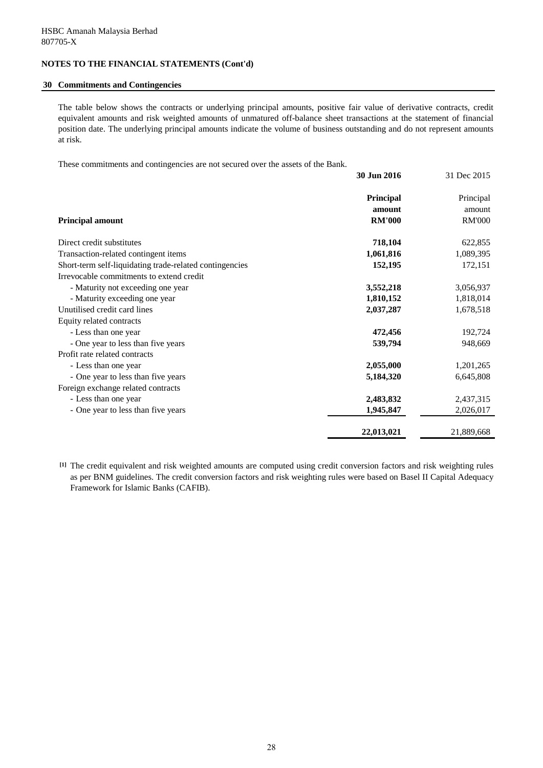HSBC Amanah Malaysia Berhad
807705-X

## NOTES TO THE FINANCIAL STATEMENTS (Cont'd)

### 30 Commitments and Contingencies

The table below shows the contracts or underlying principal amounts, positive fair value of derivative contracts, credit equivalent amounts and risk weighted amounts of unmatured off-balance sheet transactions at the statement of financial position date. The underlying principal amounts indicate the volume of business outstanding and do not represent amounts at risk.

These commitments and contingencies are not secured over the assets of the Bank.

| | **30 Jun 2016** | 31 Dec 2015 |
|---|---|---|
| **Principal amount** | **Principal amount RM'000** | Principal amount RM'000 |
| Direct credit substitutes | **718,104** | 622,855 |
| Transaction-related contingent items | **1,061,816** | 1,089,395 |
| Short-term self-liquidating trade-related contingencies | **152,195** | 172,151 |
| Irrevocable commitments to extend credit | | |
| - Maturity not exceeding one year | **3,552,218** | 3,056,937 |
| - Maturity exceeding one year | **1,810,152** | 1,818,014 |
| Unutilised credit card lines | **2,037,287** | 1,678,518 |
| Equity related contracts | | |
| - Less than one year | **472,456** | 192,724 |
| - One year to less than five years | **539,794** | 948,669 |
| Profit rate related contracts | | |
| - Less than one year | **2,055,000** | 1,201,265 |
| - One year to less than five years | **5,184,320** | 6,645,808 |
| Foreign exchange related contracts | | |
| - Less than one year | **2,483,832** | 2,437,315 |
| - One year to less than five years | **1,945,847** | 2,026,017 |
| | **22,013,021** | 21,889,668 |

[1] The credit equivalent and risk weighted amounts are computed using credit conversion factors and risk weighting rules as per BNM guidelines. The credit conversion factors and risk weighting rules were based on Basel II Capital Adequacy Framework for Islamic Banks (CAFIB).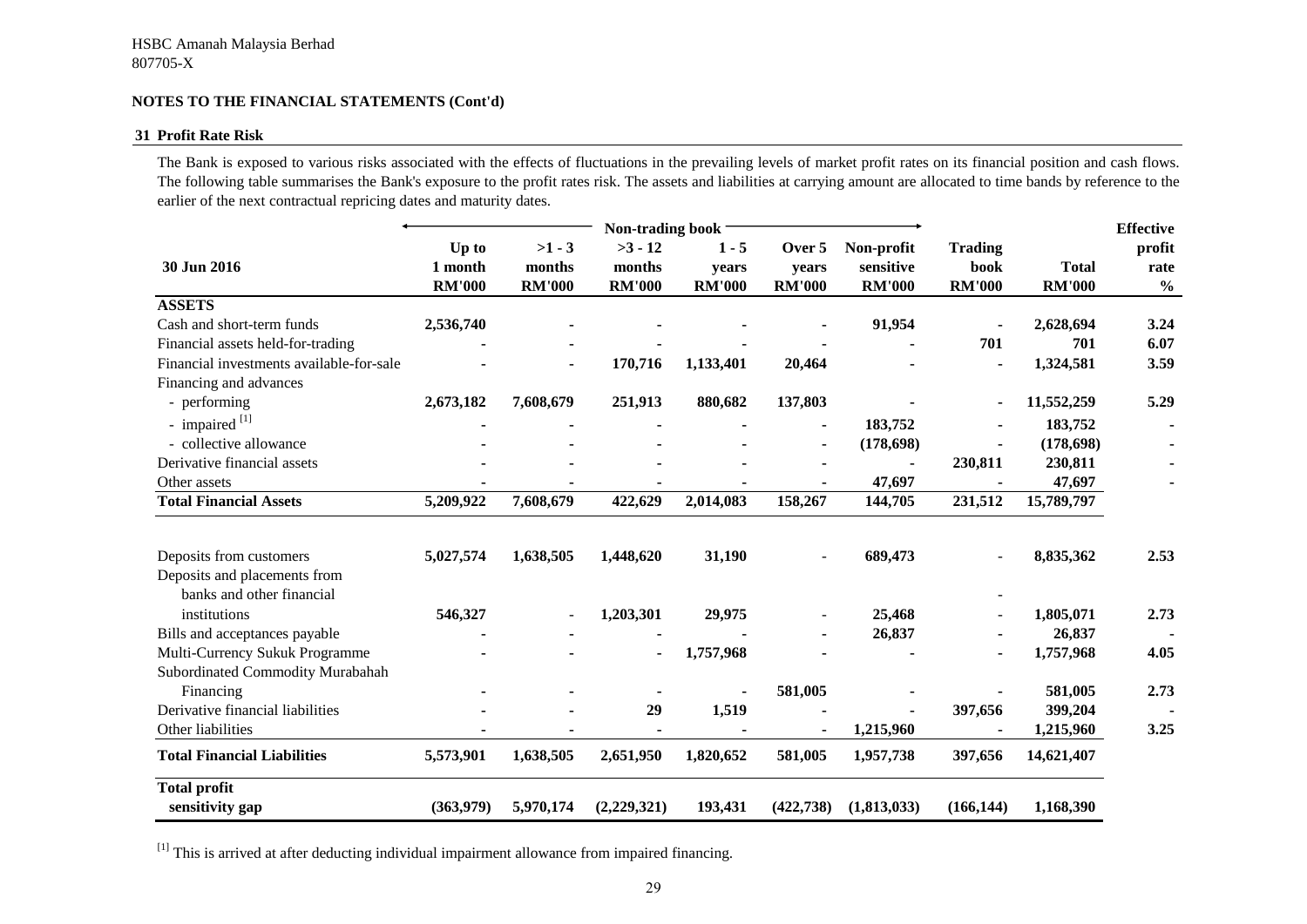HSBC Amanah Malaysia Berhad
807705-X

**NOTES TO THE FINANCIAL STATEMENTS (Cont'd)**

## 31 Profit Rate Risk

The Bank is exposed to various risks associated with the effects of fluctuations in the prevailing levels of market profit rates on its financial position and cash flows. The following table summarises the Bank's exposure to the profit rates risk. The assets and liabilities at carrying amount are allocated to time bands by reference to the earlier of the next contractual repricing dates and maturity dates.

| | Non-trading book | | | | | | | | |
|---|---|---|---|---|---|---|---|---|---|
| **30 Jun 2016** | **Up to 1 month RM'000** | **>1 - 3 months RM'000** | **>3 - 12 months RM'000** | **1 - 5 years RM'000** | **Over 5 years RM'000** | **Non-profit sensitive RM'000** | **Trading book RM'000** | **Total RM'000** | **Effective profit rate %** |
| **ASSETS** | | | | | | | | | |
| Cash and short-term funds | 2,536,740 | - | - | - | - | 91,954 | - | 2,628,694 | 3.24 |
| Financial assets held-for-trading | - | - | - | - | - | - | 701 | 701 | 6.07 |
| Financial investments available-for-sale | - | - | 170,716 | 1,133,401 | 20,464 | - | - | 1,324,581 | 3.59 |
| Financing and advances | | | | | | | | | |
| - performing | 2,673,182 | 7,608,679 | 251,913 | 880,682 | 137,803 | - | - | 11,552,259 | 5.29 |
| - impaired [1] | - | - | - | - | - | 183,752 | - | 183,752 | - |
| - collective allowance | - | - | - | - | - | (178,698) | - | (178,698) | - |
| Derivative financial assets | - | - | - | - | - | - | 230,811 | 230,811 | - |
| Other assets | - | - | - | - | - | 47,697 | - | 47,697 | - |
| **Total Financial Assets** | **5,209,922** | **7,608,679** | **422,629** | **2,014,083** | **158,267** | **144,705** | **231,512** | **15,789,797** | |
| Deposits from customers | 5,027,574 | 1,638,505 | 1,448,620 | 31,190 | - | 689,473 | - | 8,835,362 | 2.53 |
| Deposits and placements from banks and other financial institutions | 546,327 | - | 1,203,301 | 29,975 | - | 25,468 | - | 1,805,071 | 2.73 |
| Bills and acceptances payable | - | - | - | - | - | 26,837 | - | 26,837 | - |
| Multi-Currency Sukuk Programme | - | - | - | 1,757,968 | - | - | - | 1,757,968 | 4.05 |
| Subordinated Commodity Murabahah Financing | - | - | - | - | 581,005 | - | - | 581,005 | 2.73 |
| Derivative financial liabilities | - | - | 29 | 1,519 | - | - | 397,656 | 399,204 | - |
| Other liabilities | - | - | - | - | - | 1,215,960 | - | 1,215,960 | 3.25 |
| **Total Financial Liabilities** | **5,573,901** | **1,638,505** | **2,651,950** | **1,820,652** | **581,005** | **1,957,738** | **397,656** | **14,621,407** | |
| **Total profit sensitivity gap** | **(363,979)** | **5,970,174** | **(2,229,321)** | **193,431** | **(422,738)** | **(1,813,033)** | **(166,144)** | **1,168,390** | |

[1] This is arrived at after deducting individual impairment allowance from impaired financing.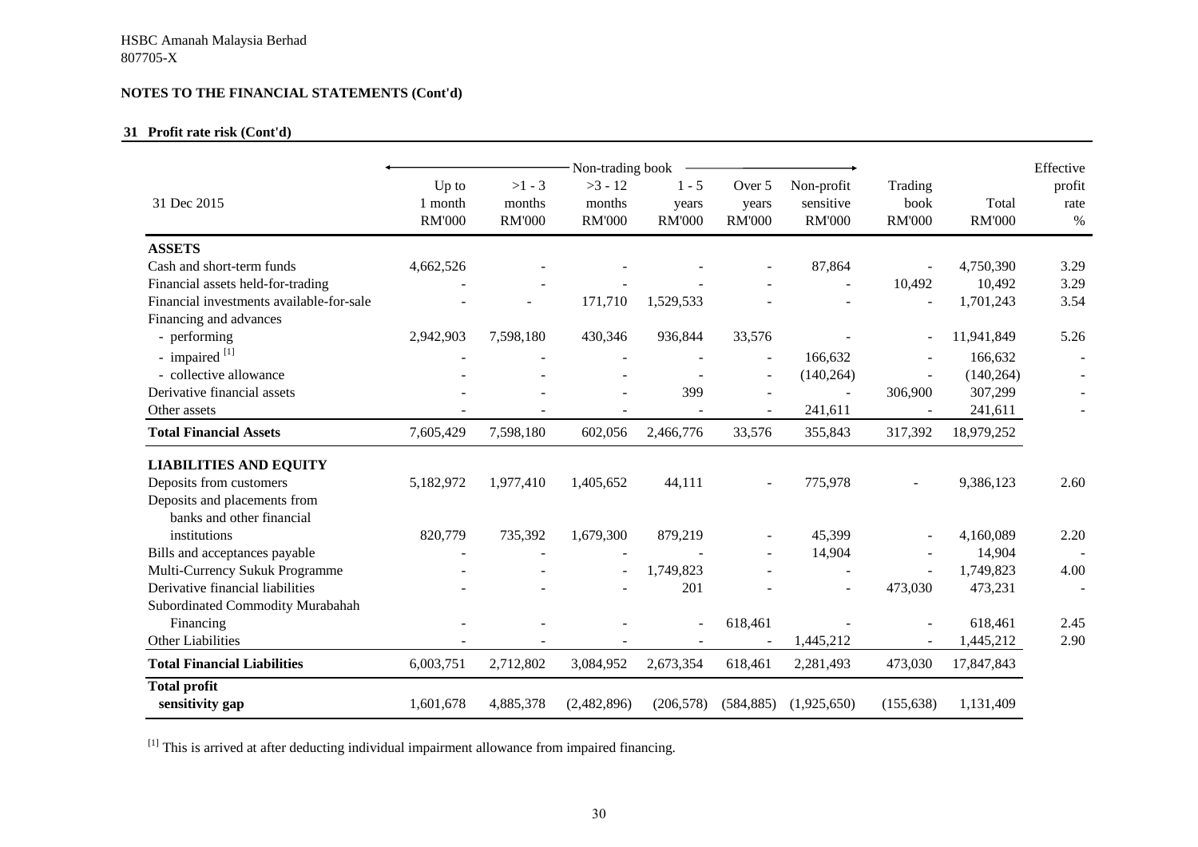HSBC Amanah Malaysia Berhad
807705-X

**NOTES TO THE FINANCIAL STATEMENTS (Cont'd)**

**31 Profit rate risk (Cont'd)**

| 31 Dec 2015 | Non-trading book | | | | | | Trading book RM'000 | Total RM'000 | Effective profit rate % |
|---|---|---|---|---|---|---|---|---|---|
| | Up to 1 month RM'000 | >1 - 3 months RM'000 | >3 - 12 months RM'000 | 1 - 5 years RM'000 | Over 5 years RM'000 | Non-profit sensitive RM'000 | | | |
| **ASSETS** | | | | | | | | | |
| Cash and short-term funds | 4,662,526 | - | - | - | - | 87,864 | - | 4,750,390 | 3.29 |
| Financial assets held-for-trading | - | - | - | - | - | - | 10,492 | 10,492 | 3.29 |
| Financial investments available-for-sale | - | - | 171,710 | 1,529,533 | - | - | - | 1,701,243 | 3.54 |
| Financing and advances | | | | | | | | | |
| - performing | 2,942,903 | 7,598,180 | 430,346 | 936,844 | 33,576 | - | - | 11,941,849 | 5.26 |
| - impaired [1] | - | - | - | - | - | 166,632 | - | 166,632 | - |
| - collective allowance | - | - | - | - | - | (140,264) | - | (140,264) | - |
| Derivative financial assets | - | - | - | 399 | - | - | 306,900 | 307,299 | - |
| Other assets | - | - | - | - | - | 241,611 | - | 241,611 | - |
| **Total Financial Assets** | 7,605,429 | 7,598,180 | 602,056 | 2,466,776 | 33,576 | 355,843 | 317,392 | 18,979,252 | |
| **LIABILITIES AND EQUITY** | | | | | | | | | |
| Deposits from customers | 5,182,972 | 1,977,410 | 1,405,652 | 44,111 | - | 775,978 | - | 9,386,123 | 2.60 |
| Deposits and placements from banks and other financial institutions | 820,779 | 735,392 | 1,679,300 | 879,219 | - | 45,399 | - | 4,160,089 | 2.20 |
| Bills and acceptances payable | - | - | - | - | - | 14,904 | - | 14,904 | - |
| Multi-Currency Sukuk Programme | - | - | - | 1,749,823 | - | - | - | 1,749,823 | 4.00 |
| Derivative financial liabilities | - | - | - | 201 | - | - | 473,030 | 473,231 | - |
| Subordinated Commodity Murabahah Financing | - | - | - | - | 618,461 | - | - | 618,461 | 2.45 |
| Other Liabilities | - | - | - | - | - | 1,445,212 | - | 1,445,212 | 2.90 |
| **Total Financial Liabilities** | 6,003,751 | 2,712,802 | 3,084,952 | 2,673,354 | 618,461 | 2,281,493 | 473,030 | 17,847,843 | |
| **Total profit sensitivity gap** | 1,601,678 | 4,885,378 | (2,482,896) | (206,578) | (584,885) | (1,925,650) | (155,638) | 1,131,409 | |

[1] This is arrived at after deducting individual impairment allowance from impaired financing.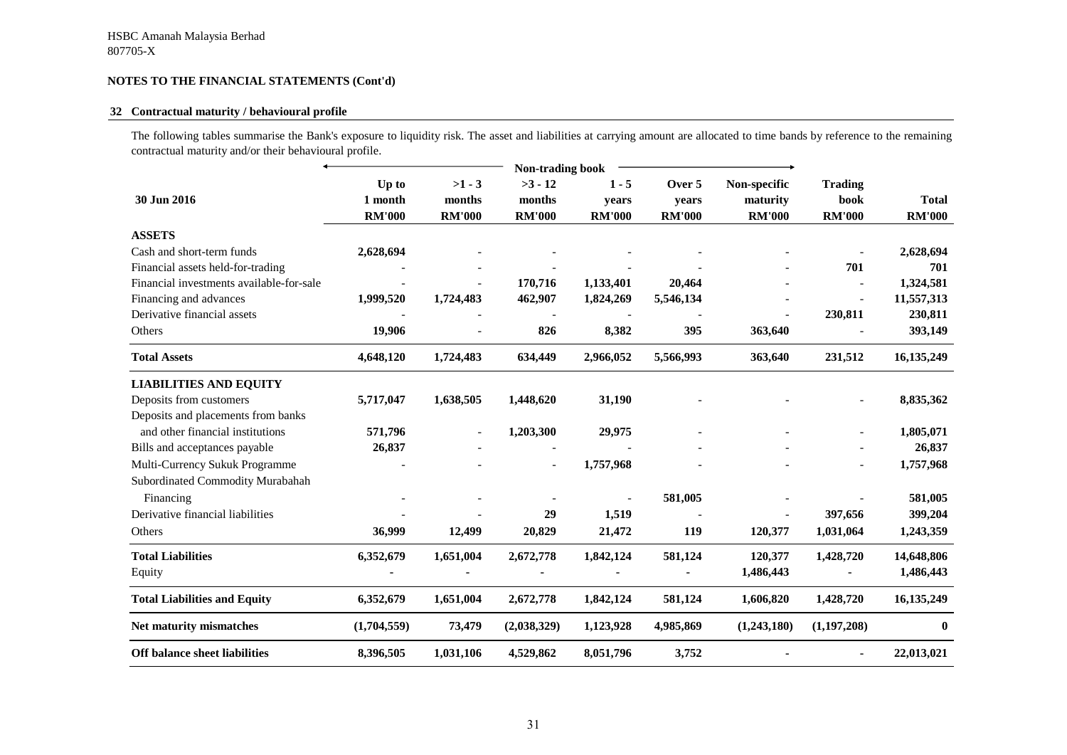HSBC Amanah Malaysia Berhad
807705-X

**NOTES TO THE FINANCIAL STATEMENTS (Cont'd)**

## 32 Contractual maturity / behavioural profile

The following tables summarise the Bank's exposure to liquidity risk. The asset and liabilities at carrying amount are allocated to time bands by reference to the remaining contractual maturity and/or their behavioural profile.

| | Non-trading book | | | | | | | |
|---|---|---|---|---|---|---|---|---|
| **30 Jun 2016** | **Up to 1 month RM'000** | **>1 - 3 months RM'000** | **>3 - 12 months RM'000** | **1 - 5 years RM'000** | **Over 5 years RM'000** | **Non-specific maturity RM'000** | **Trading book RM'000** | **Total RM'000** |
| **ASSETS** | | | | | | | | |
| Cash and short-term funds | **2,628,694** | - | - | - | - | - | - | **2,628,694** |
| Financial assets held-for-trading | - | - | - | - | - | - | **701** | **701** |
| Financial investments available-for-sale | - | - | **170,716** | **1,133,401** | **20,464** | - | - | **1,324,581** |
| Financing and advances | **1,999,520** | **1,724,483** | **462,907** | **1,824,269** | **5,546,134** | - | - | **11,557,313** |
| Derivative financial assets | - | - | - | - | - | - | **230,811** | **230,811** |
| Others | **19,906** | - | **826** | **8,382** | **395** | **363,640** | - | **393,149** |
| **Total Assets** | **4,648,120** | **1,724,483** | **634,449** | **2,966,052** | **5,566,993** | **363,640** | **231,512** | **16,135,249** |
| **LIABILITIES AND EQUITY** | | | | | | | | |
| Deposits from customers | **5,717,047** | **1,638,505** | **1,448,620** | **31,190** | - | - | - | **8,835,362** |
| Deposits and placements from banks and other financial institutions | **571,796** | - | **1,203,300** | **29,975** | - | - | - | **1,805,071** |
| Bills and acceptances payable | **26,837** | - | - | - | - | - | - | **26,837** |
| Multi-Currency Sukuk Programme | - | - | - | **1,757,968** | - | - | - | **1,757,968** |
| Subordinated Commodity Murabahah Financing | - | - | - | - | **581,005** | - | - | **581,005** |
| Derivative financial liabilities | - | - | **29** | **1,519** | - | - | **397,656** | **399,204** |
| Others | **36,999** | **12,499** | **20,829** | **21,472** | **119** | **120,377** | **1,031,064** | **1,243,359** |
| **Total Liabilities** | **6,352,679** | **1,651,004** | **2,672,778** | **1,842,124** | **581,124** | **120,377** | **1,428,720** | **14,648,806** |
| Equity | - | - | - | - | - | **1,486,443** | - | **1,486,443** |
| **Total Liabilities and Equity** | **6,352,679** | **1,651,004** | **2,672,778** | **1,842,124** | **581,124** | **1,606,820** | **1,428,720** | **16,135,249** |
| **Net maturity mismatches** | **(1,704,559)** | **73,479** | **(2,038,329)** | **1,123,928** | **4,985,869** | **(1,243,180)** | **(1,197,208)** | **0** |
| **Off balance sheet liabilities** | **8,396,505** | **1,031,106** | **4,529,862** | **8,051,796** | **3,752** | - | - | **22,013,021** |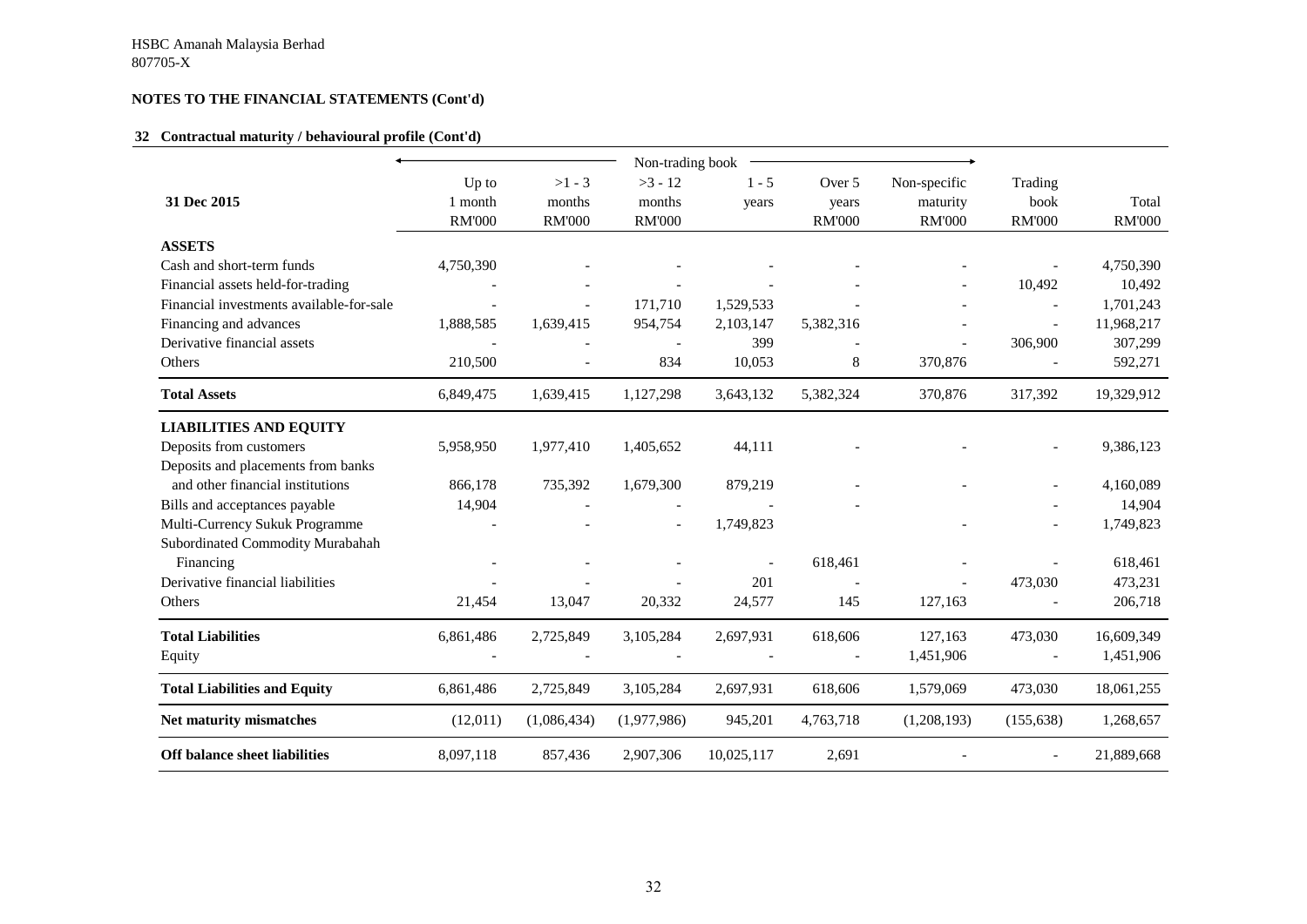HSBC Amanah Malaysia Berhad
807705-X

**NOTES TO THE FINANCIAL STATEMENTS (Cont'd)**

## 32 Contractual maturity / behavioural profile (Cont'd)

| 31 Dec 2015 | Non-trading book | | | | | | | |
|---|---|---|---|---|---|---|---|---|
| | Up to 1 month RM'000 | >1 - 3 months RM'000 | >3 - 12 months RM'000 | 1 - 5 years | Over 5 years RM'000 | Non-specific maturity RM'000 | Trading book RM'000 | Total RM'000 |
| **ASSETS** | | | | | | | | |
| Cash and short-term funds | 4,750,390 | - | - | - | - | - | - | 4,750,390 |
| Financial assets held-for-trading | - | - | - | - | - | - | 10,492 | 10,492 |
| Financial investments available-for-sale | - | - | 171,710 | 1,529,533 | - | - | - | 1,701,243 |
| Financing and advances | 1,888,585 | 1,639,415 | 954,754 | 2,103,147 | 5,382,316 | - | - | 11,968,217 |
| Derivative financial assets | - | - | - | 399 | - | - | 306,900 | 307,299 |
| Others | 210,500 | - | 834 | 10,053 | 8 | 370,876 | - | 592,271 |
| **Total Assets** | 6,849,475 | 1,639,415 | 1,127,298 | 3,643,132 | 5,382,324 | 370,876 | 317,392 | 19,329,912 |
| **LIABILITIES AND EQUITY** | | | | | | | | |
| Deposits from customers | 5,958,950 | 1,977,410 | 1,405,652 | 44,111 | - | - | - | 9,386,123 |
| Deposits and placements from banks and other financial institutions | 866,178 | 735,392 | 1,679,300 | 879,219 | - | - | - | 4,160,089 |
| Bills and acceptances payable | 14,904 | - | - | - | - | - | - | 14,904 |
| Multi-Currency Sukuk Programme | - | - | - | 1,749,823 | | - | - | 1,749,823 |
| Subordinated Commodity Murabahah Financing | - | - | - | - | 618,461 | - | - | 618,461 |
| Derivative financial liabilities | - | - | - | 201 | - | - | 473,030 | 473,231 |
| Others | 21,454 | 13,047 | 20,332 | 24,577 | 145 | 127,163 | - | 206,718 |
| **Total Liabilities** | 6,861,486 | 2,725,849 | 3,105,284 | 2,697,931 | 618,606 | 127,163 | 473,030 | 16,609,349 |
| Equity | - | - | - | - | - | 1,451,906 | - | 1,451,906 |
| **Total Liabilities and Equity** | 6,861,486 | 2,725,849 | 3,105,284 | 2,697,931 | 618,606 | 1,579,069 | 473,030 | 18,061,255 |
| **Net maturity mismatches** | (12,011) | (1,086,434) | (1,977,986) | 945,201 | 4,763,718 | (1,208,193) | (155,638) | 1,268,657 |
| **Off balance sheet liabilities** | 8,097,118 | 857,436 | 2,907,306 | 10,025,117 | 2,691 | - | - | 21,889,668 |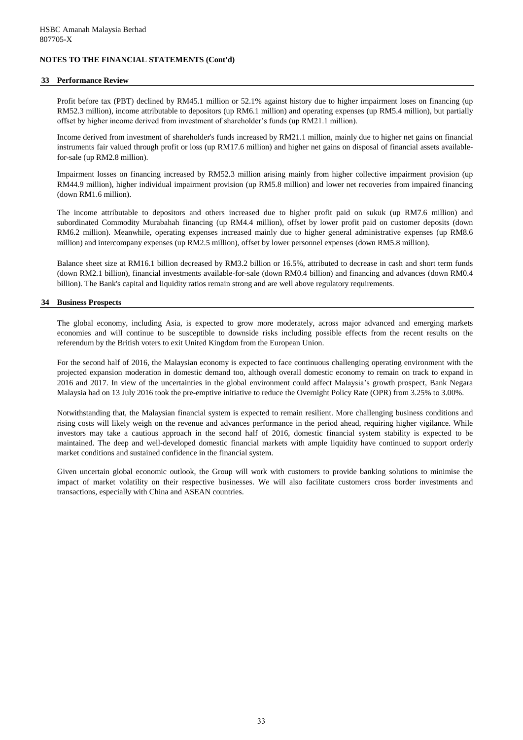HSBC Amanah Malaysia Berhad
807705-X

**NOTES TO THE FINANCIAL STATEMENTS (Cont'd)**

## 33 Performance Review

Profit before tax (PBT) declined by RM45.1 million or 52.1% against history due to higher impairment loses on financing (up RM52.3 million), income attributable to depositors (up RM6.1 million) and operating expenses (up RM5.4 million), but partially offset by higher income derived from investment of shareholder's funds (up RM21.1 million).

Income derived from investment of shareholder's funds increased by RM21.1 million, mainly due to higher net gains on financial instruments fair valued through profit or loss (up RM17.6 million) and higher net gains on disposal of financial assets available-for-sale (up RM2.8 million).

Impairment losses on financing increased by RM52.3 million arising mainly from higher collective impairment provision (up RM44.9 million), higher individual impairment provision (up RM5.8 million) and lower net recoveries from impaired financing (down RM1.6 million).

The income attributable to depositors and others increased due to higher profit paid on sukuk (up RM7.6 million) and subordinated Commodity Murabahah financing (up RM4.4 million), offset by lower profit paid on customer deposits (down RM6.2 million). Meanwhile, operating expenses increased mainly due to higher general administrative expenses (up RM8.6 million) and intercompany expenses (up RM2.5 million), offset by lower personnel expenses (down RM5.8 million).

Balance sheet size at RM16.1 billion decreased by RM3.2 billion or 16.5%, attributed to decrease in cash and short term funds (down RM2.1 billion), financial investments available-for-sale (down RM0.4 billion) and financing and advances (down RM0.4 billion). The Bank's capital and liquidity ratios remain strong and are well above regulatory requirements.

## 34 Business Prospects

The global economy, including Asia, is expected to grow more moderately, across major advanced and emerging markets economies and will continue to be susceptible to downside risks including possible effects from the recent results on the referendum by the British voters to exit United Kingdom from the European Union.

For the second half of 2016, the Malaysian economy is expected to face continuous challenging operating environment with the projected expansion moderation in domestic demand too, although overall domestic economy to remain on track to expand in 2016 and 2017. In view of the uncertainties in the global environment could affect Malaysia's growth prospect, Bank Negara Malaysia had on 13 July 2016 took the pre-emptive initiative to reduce the Overnight Policy Rate (OPR) from 3.25% to 3.00%.

Notwithstanding that, the Malaysian financial system is expected to remain resilient. More challenging business conditions and rising costs will likely weigh on the revenue and advances performance in the period ahead, requiring higher vigilance. While investors may take a cautious approach in the second half of 2016, domestic financial system stability is expected to be maintained. The deep and well-developed domestic financial markets with ample liquidity have continued to support orderly market conditions and sustained confidence in the financial system.

Given uncertain global economic outlook, the Group will work with customers to provide banking solutions to minimise the impact of market volatility on their respective businesses. We will also facilitate customers cross border investments and transactions, especially with China and ASEAN countries.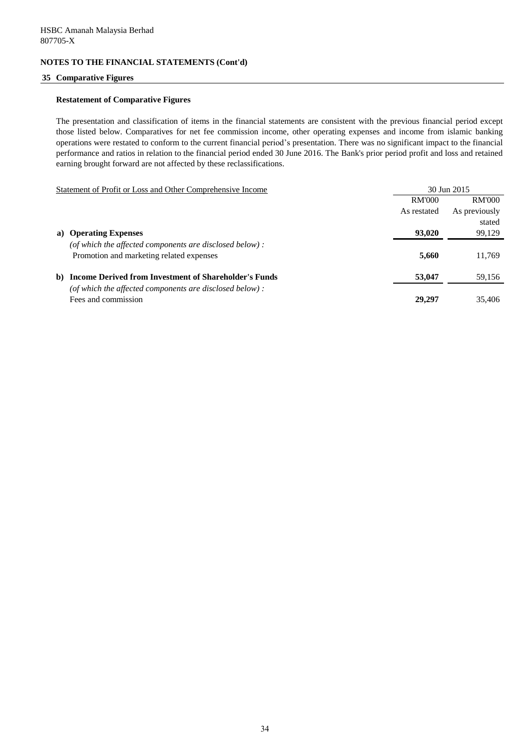HSBC Amanah Malaysia Berhad
807705-X

**NOTES TO THE FINANCIAL STATEMENTS (Cont'd)**

## 35 Comparative Figures

### Restatement of Comparative Figures

The presentation and classification of items in the financial statements are consistent with the previous financial period except those listed below. Comparatives for net fee commission income, other operating expenses and income from islamic banking operations were restated to conform to the current financial period's presentation. There was no significant impact to the financial performance and ratios in relation to the financial period ended 30 June 2016. The Bank's prior period profit and loss and retained earning brought forward are not affected by these reclassifications.

| Statement of Profit or Loss and Other Comprehensive Income | 30 Jun 2015 | |
|---|---|---|
| | RM'000 | RM'000 |
| | As restated | As previously stated |
| **a) Operating Expenses** | **93,020** | 99,129 |
| *(of which the affected components are disclosed below) :* | | |
| Promotion and marketing related expenses | **5,660** | 11,769 |
| **b) Income Derived from Investment of Shareholder's Funds** | **53,047** | 59,156 |
| *(of which the affected components are disclosed below) :* | | |
| Fees and commission | **29,297** | 35,406 |